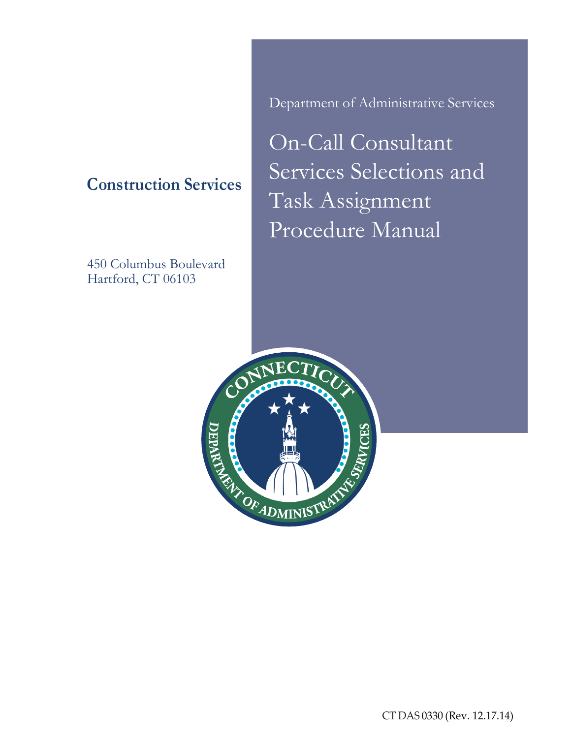Department of Administrative Services

# On-Call Consultant Services Selections and Task Assignment Procedure Manual

## Construction Services

450 Columbus Boulevard
Hartford, CT 06103

CT DAS 0330 (Rev. 12.17.14)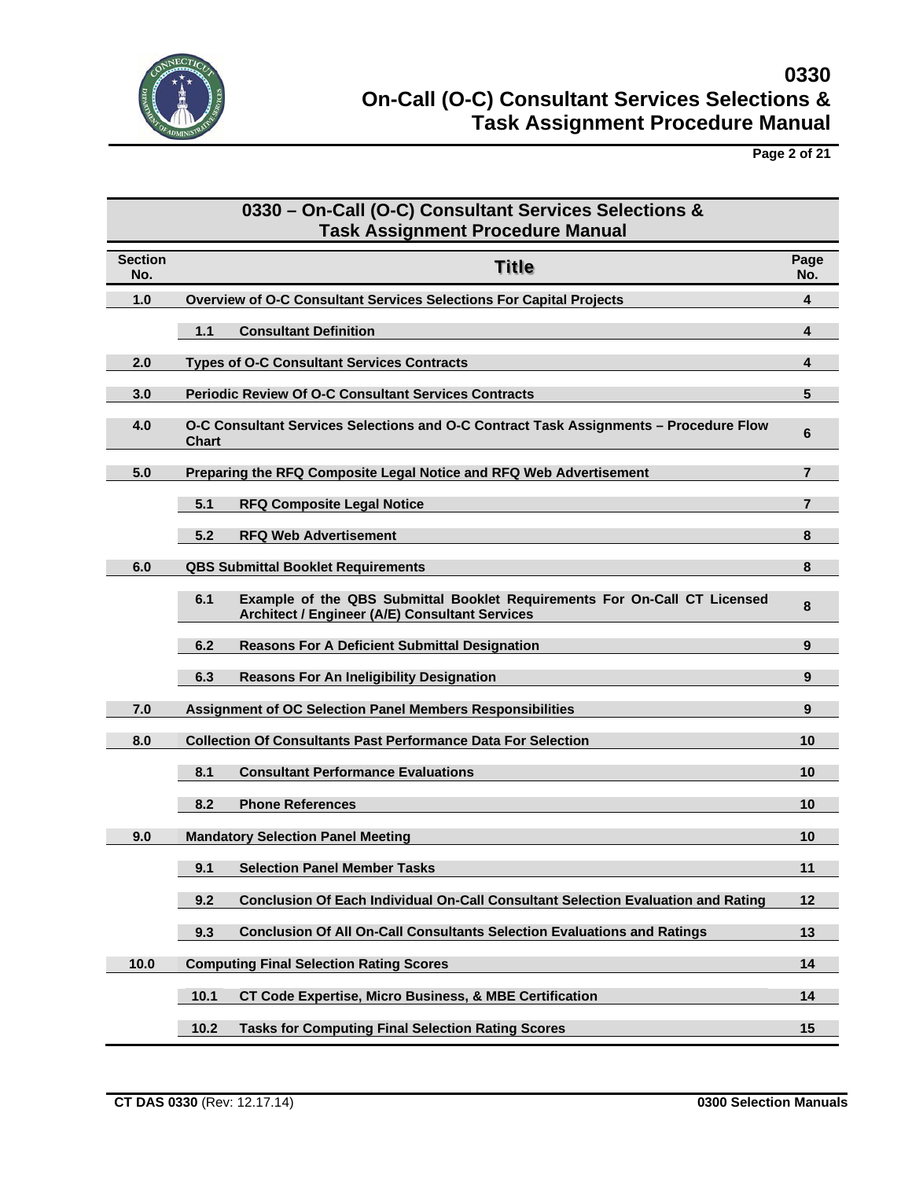## 0330 – On-Call (O-C) Consultant Services Selections & Task Assignment Procedure Manual

| Section No. | Title | Page No. |
|---|---|---|
| 1.0 | Overview of O-C Consultant Services Selections For Capital Projects | 4 |
| | 1.1 Consultant Definition | 4 |
| 2.0 | Types of O-C Consultant Services Contracts | 4 |
| 3.0 | Periodic Review Of O-C Consultant Services Contracts | 5 |
| 4.0 | O-C Consultant Services Selections and O-C Contract Task Assignments – Procedure Flow Chart | 6 |
| 5.0 | Preparing the RFQ Composite Legal Notice and RFQ Web Advertisement | 7 |
| | 5.1 RFQ Composite Legal Notice | 7 |
| | 5.2 RFQ Web Advertisement | 8 |
| 6.0 | QBS Submittal Booklet Requirements | 8 |
| | 6.1 Example of the QBS Submittal Booklet Requirements For On-Call CT Licensed Architect / Engineer (A/E) Consultant Services | 8 |
| | 6.2 Reasons For A Deficient Submittal Designation | 9 |
| | 6.3 Reasons For An Ineligibility Designation | 9 |
| 7.0 | Assignment of OC Selection Panel Members Responsibilities | 9 |
| 8.0 | Collection Of Consultants Past Performance Data For Selection | 10 |
| | 8.1 Consultant Performance Evaluations | 10 |
| | 8.2 Phone References | 10 |
| 9.0 | Mandatory Selection Panel Meeting | 10 |
| | 9.1 Selection Panel Member Tasks | 11 |
| | 9.2 Conclusion Of Each Individual On-Call Consultant Selection Evaluation and Rating | 12 |
| | 9.3 Conclusion Of All On-Call Consultants Selection Evaluations and Ratings | 13 |
| 10.0 | Computing Final Selection Rating Scores | 14 |
| | 10.1 CT Code Expertise, Micro Business, & MBE Certification | 14 |
| | 10.2 Tasks for Computing Final Selection Rating Scores | 15 |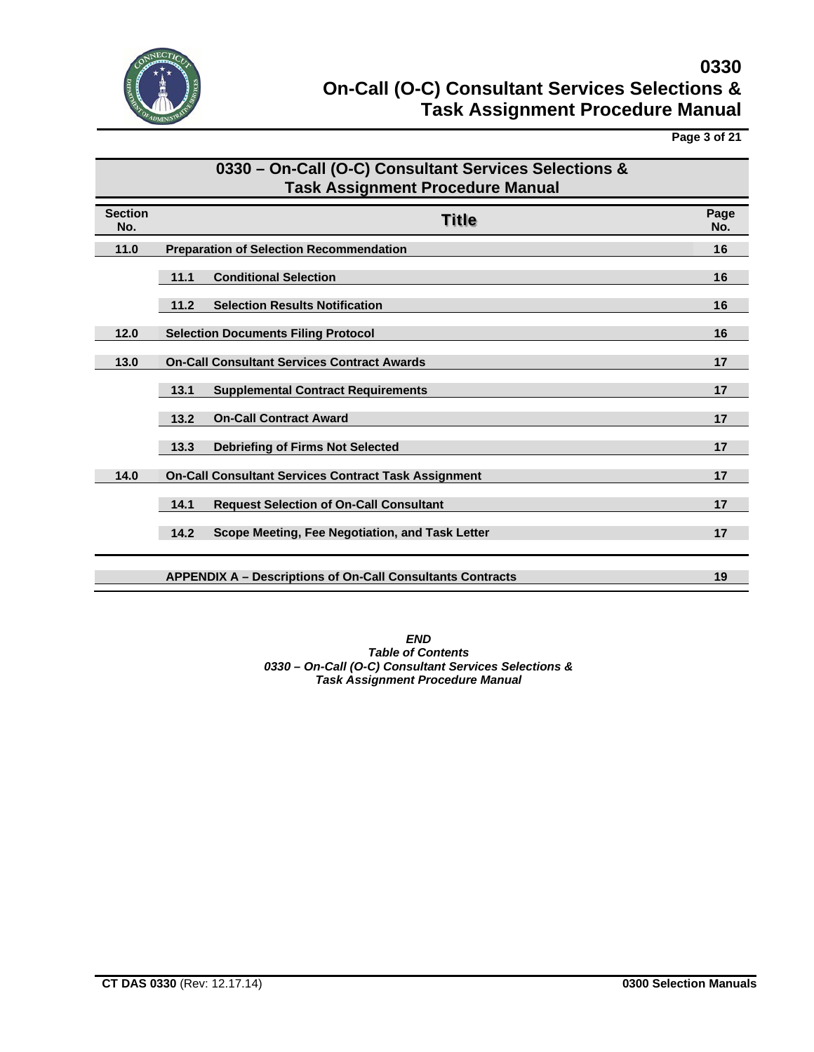## 0330 – On-Call (O-C) Consultant Services Selections & Task Assignment Procedure Manual

| Section No. | | Title | Page No. |
|---|---|---|---|
| 11.0 | | Preparation of Selection Recommendation | 16 |
| | 11.1 | Conditional Selection | 16 |
| | 11.2 | Selection Results Notification | 16 |
| 12.0 | | Selection Documents Filing Protocol | 16 |
| 13.0 | | On-Call Consultant Services Contract Awards | 17 |
| | 13.1 | Supplemental Contract Requirements | 17 |
| | 13.2 | On-Call Contract Award | 17 |
| | 13.3 | Debriefing of Firms Not Selected | 17 |
| 14.0 | | On-Call Consultant Services Contract Task Assignment | 17 |
| | 14.1 | Request Selection of On-Call Consultant | 17 |
| | 14.2 | Scope Meeting, Fee Negotiation, and Task Letter | 17 |
| | | APPENDIX A – Descriptions of On-Call Consultants Contracts | 19 |

*END*
*Table of Contents*
*0330 – On-Call (O-C) Consultant Services Selections &*
*Task Assignment Procedure Manual*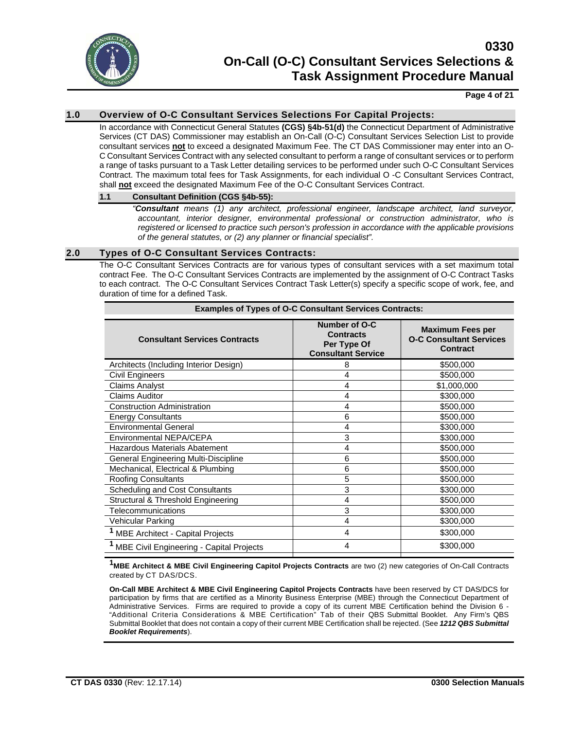## 1.0 Overview of O-C Consultant Services Selections For Capital Projects:

In accordance with Connecticut General Statutes **(CGS) §4b-51(d)** the Connecticut Department of Administrative Services (CT DAS) Commissioner may establish an On-Call (O-C) Consultant Services Selection List to provide consultant services **not** to exceed a designated Maximum Fee. The CT DAS Commissioner may enter into an O-C Consultant Services Contract with any selected consultant to perform a range of consultant services or to perform a range of tasks pursuant to a Task Letter detailing services to be performed under such O-C Consultant Services Contract. The maximum total fees for Task Assignments, for each individual O -C Consultant Services Contract, shall **not** exceed the designated Maximum Fee of the O-C Consultant Services Contract.

### 1.1 Consultant Definition (CGS §4b-55):

*"**Consultant** means (1) any architect, professional engineer, landscape architect, land surveyor, accountant, interior designer, environmental professional or construction administrator, who is registered or licensed to practice such person's profession in accordance with the applicable provisions of the general statutes, or (2) any planner or financial specialist".*

## 2.0 Types of O-C Consultant Services Contracts:

The O-C Consultant Services Contracts are for various types of consultant services with a set maximum total contract Fee. The O-C Consultant Services Contracts are implemented by the assignment of O-C Contract Tasks to each contract. The O-C Consultant Services Contract Task Letter(s) specify a specific scope of work, fee, and duration of time for a defined Task.

**Examples of Types of O-C Consultant Services Contracts:**

| Consultant Services Contracts | Number of O-C Contracts Per Type Of Consultant Service | Maximum Fees per O-C Consultant Services Contract |
|---|---|---|
| Architects (Including Interior Design) | 8 | $500,000 |
| Civil Engineers | 4 | $500,000 |
| Claims Analyst | 4 | $1,000,000 |
| Claims Auditor | 4 | $300,000 |
| Construction Administration | 4 | $500,000 |
| Energy Consultants | 6 | $500,000 |
| Environmental General | 4 | $300,000 |
| Environmental NEPA/CEPA | 3 | $300,000 |
| Hazardous Materials Abatement | 4 | $500,000 |
| General Engineering Multi-Discipline | 6 | $500,000 |
| Mechanical, Electrical & Plumbing | 6 | $500,000 |
| Roofing Consultants | 5 | $500,000 |
| Scheduling and Cost Consultants | 3 | $300,000 |
| Structural & Threshold Engineering | 4 | $500,000 |
| Telecommunications | 3 | $300,000 |
| Vehicular Parking | 4 | $300,000 |
| [1] MBE Architect - Capital Projects | 4 | $300,000 |
| [1] MBE Civil Engineering - Capital Projects | 4 | $300,000 |

[1]**MBE Architect & MBE Civil Engineering Capitol Projects Contracts** are two (2) new categories of On-Call Contracts created by CT DAS/DCS.

**On-Call MBE Architect & MBE Civil Engineering Capitol Projects Contracts** have been reserved by CT DAS/DCS for participation by firms that are certified as a Minority Business Enterprise (MBE) through the Connecticut Department of Administrative Services. Firms are required to provide a copy of its current MBE Certification behind the Division 6 - "Additional Criteria Considerations & MBE Certification" Tab of their QBS Submittal Booklet. Any Firm's QBS Submittal Booklet that does not contain a copy of their current MBE Certification shall be rejected. (See ***1212 QBS Submittal Booklet Requirements***).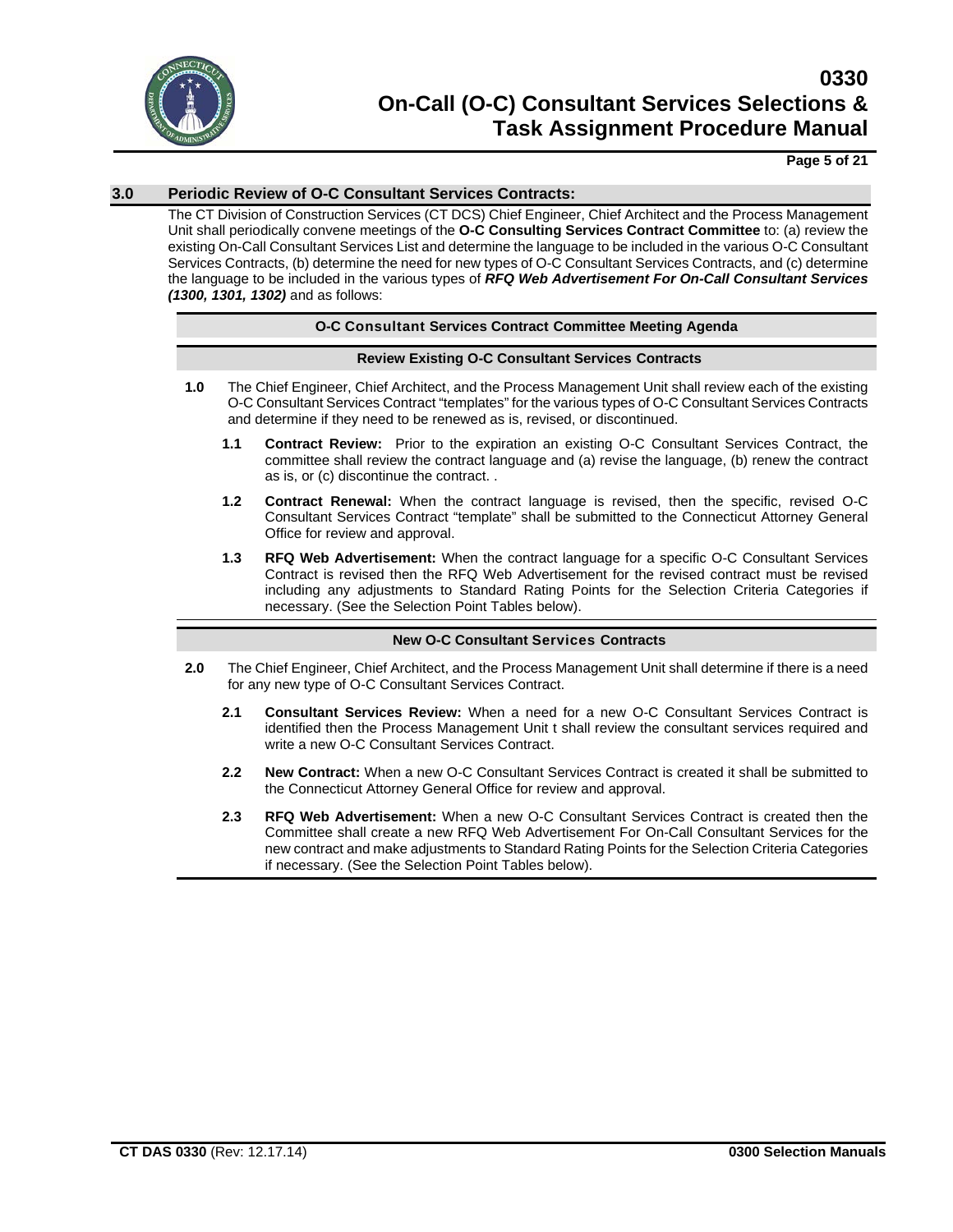## 3.0 Periodic Review of O-C Consultant Services Contracts:

The CT Division of Construction Services (CT DCS) Chief Engineer, Chief Architect and the Process Management Unit shall periodically convene meetings of the **O-C Consulting Services Contract Committee** to: (a) review the existing On-Call Consultant Services List and determine the language to be included in the various O-C Consultant Services Contracts, (b) determine the need for new types of O-C Consultant Services Contracts, and (c) determine the language to be included in the various types of ***RFQ Web Advertisement For On-Call Consultant Services (1300, 1301, 1302)*** and as follows:

### O-C Consultant Services Contract Committee Meeting Agenda

#### Review Existing O-C Consultant Services Contracts

**1.0** The Chief Engineer, Chief Architect, and the Process Management Unit shall review each of the existing O-C Consultant Services Contract "templates" for the various types of O-C Consultant Services Contracts and determine if they need to be renewed as is, revised, or discontinued.

- **1.1 Contract Review:** Prior to the expiration an existing O-C Consultant Services Contract, the committee shall review the contract language and (a) revise the language, (b) renew the contract as is, or (c) discontinue the contract. .
- **1.2 Contract Renewal:** When the contract language is revised, then the specific, revised O-C Consultant Services Contract "template" shall be submitted to the Connecticut Attorney General Office for review and approval.
- **1.3 RFQ Web Advertisement:** When the contract language for a specific O-C Consultant Services Contract is revised then the RFQ Web Advertisement for the revised contract must be revised including any adjustments to Standard Rating Points for the Selection Criteria Categories if necessary. (See the Selection Point Tables below).

#### New O-C Consultant Services Contracts

**2.0** The Chief Engineer, Chief Architect, and the Process Management Unit shall determine if there is a need for any new type of O-C Consultant Services Contract.

- **2.1 Consultant Services Review:** When a need for a new O-C Consultant Services Contract is identified then the Process Management Unit t shall review the consultant services required and write a new O-C Consultant Services Contract.
- **2.2 New Contract:** When a new O-C Consultant Services Contract is created it shall be submitted to the Connecticut Attorney General Office for review and approval.
- **2.3 RFQ Web Advertisement:** When a new O-C Consultant Services Contract is created then the Committee shall create a new RFQ Web Advertisement For On-Call Consultant Services for the new contract and make adjustments to Standard Rating Points for the Selection Criteria Categories if necessary. (See the Selection Point Tables below).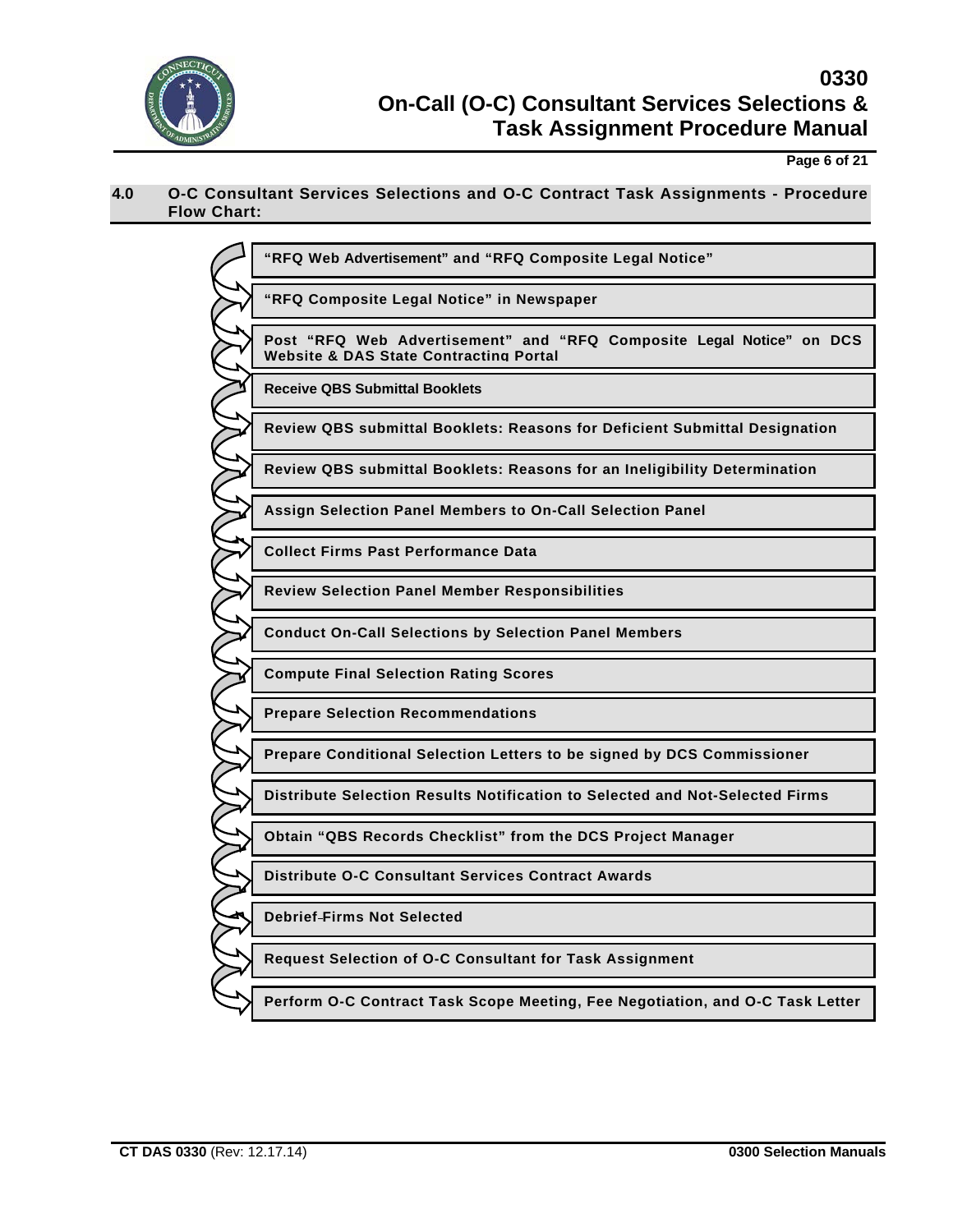## 4.0 O-C Consultant Services Selections and O-C Contract Task Assignments - Procedure Flow Chart:

1. "RFQ Web Advertisement" and "RFQ Composite Legal Notice"
2. "RFQ Composite Legal Notice" in Newspaper
3. Post "RFQ Web Advertisement" and "RFQ Composite Legal Notice" on DCS Website & DAS State Contracting Portal
4. Receive QBS Submittal Booklets
5. Review QBS submittal Booklets: Reasons for Deficient Submittal Designation
6. Review QBS submittal Booklets: Reasons for an Ineligibility Determination
7. Assign Selection Panel Members to On-Call Selection Panel
8. Collect Firms Past Performance Data
9. Review Selection Panel Member Responsibilities
10. Conduct On-Call Selections by Selection Panel Members
11. Compute Final Selection Rating Scores
12. Prepare Selection Recommendations
13. Prepare Conditional Selection Letters to be signed by DCS Commissioner
14. Distribute Selection Results Notification to Selected and Not-Selected Firms
15. Obtain "QBS Records Checklist" from the DCS Project Manager
16. Distribute O-C Consultant Services Contract Awards
17. Debrief Firms Not Selected
18. Request Selection of O-C Consultant for Task Assignment
19. Perform O-C Contract Task Scope Meeting, Fee Negotiation, and O-C Task Letter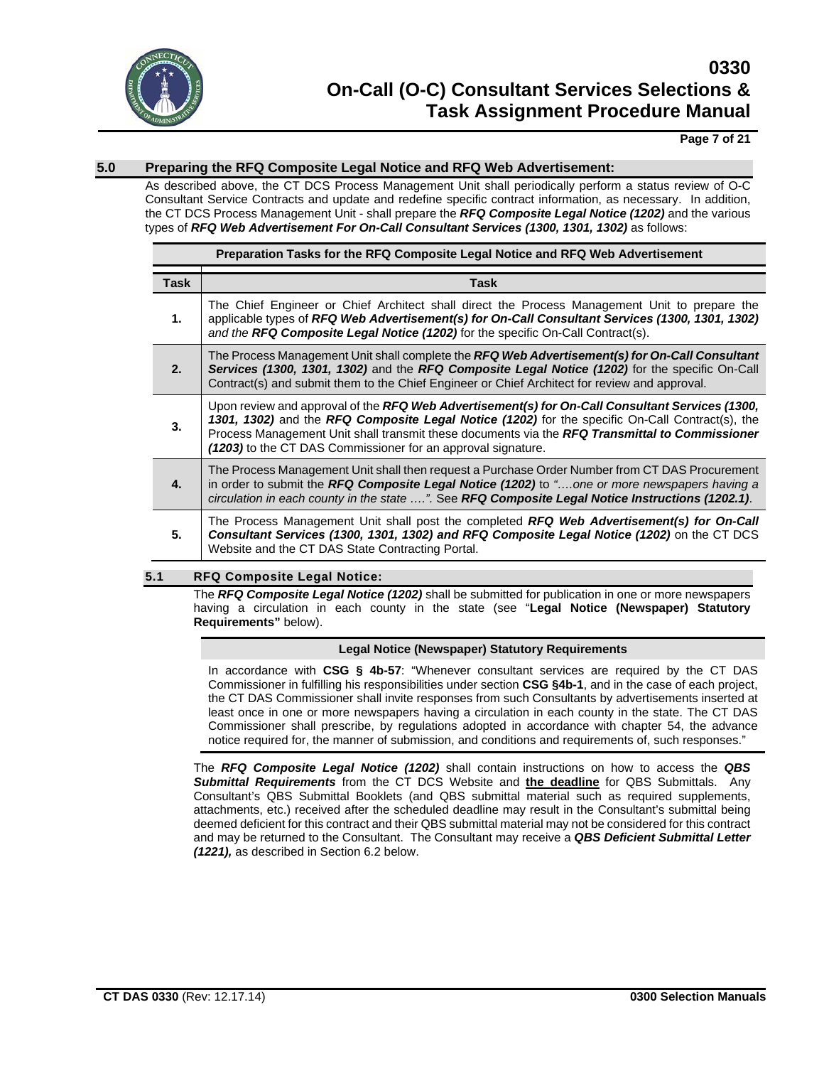## 5.0 Preparing the RFQ Composite Legal Notice and RFQ Web Advertisement:

As described above, the CT DCS Process Management Unit shall periodically perform a status review of O-C Consultant Service Contracts and update and redefine specific contract information, as necessary. In addition, the CT DCS Process Management Unit - shall prepare the ***RFQ Composite Legal Notice (1202)*** and the various types of ***RFQ Web Advertisement For On-Call Consultant Services (1300, 1301, 1302)*** as follows:

**Preparation Tasks for the RFQ Composite Legal Notice and RFQ Web Advertisement**

| Task | Task |
|---|---|
| **1.** | The Chief Engineer or Chief Architect shall direct the Process Management Unit to prepare the applicable types of ***RFQ Web Advertisement(s) for On-Call Consultant Services (1300, 1301, 1302)*** *and the* ***RFQ Composite Legal Notice (1202)*** for the specific On-Call Contract(s). |
| **2.** | The Process Management Unit shall complete the ***RFQ Web Advertisement(s) for On-Call Consultant Services (1300, 1301, 1302)*** and the ***RFQ Composite Legal Notice (1202)*** for the specific On-Call Contract(s) and submit them to the Chief Engineer or Chief Architect for review and approval. |
| **3.** | Upon review and approval of the ***RFQ Web Advertisement(s) for On-Call Consultant Services (1300, 1301, 1302)*** and the ***RFQ Composite Legal Notice (1202)*** for the specific On-Call Contract(s), the Process Management Unit shall transmit these documents via the ***RFQ Transmittal to Commissioner (1203)*** to the CT DAS Commissioner for an approval signature. |
| **4.** | The Process Management Unit shall then request a Purchase Order Number from CT DAS Procurement in order to submit the ***RFQ Composite Legal Notice (1202)*** to *"….one or more newspapers having a circulation in each county in the state ….".* See ***RFQ Composite Legal Notice Instructions (1202.1)***. |
| **5.** | The Process Management Unit shall post the completed ***RFQ Web Advertisement(s) for On-Call Consultant Services (1300, 1301, 1302) and RFQ Composite Legal Notice (1202)*** on the CT DCS Website and the CT DAS State Contracting Portal. |

### 5.1 RFQ Composite Legal Notice:

The ***RFQ Composite Legal Notice (1202)*** shall be submitted for publication in one or more newspapers having a circulation in each county in the state (see "**Legal Notice (Newspaper) Statutory Requirements"** below).

**Legal Notice (Newspaper) Statutory Requirements**

In accordance with **CSG § 4b-57**: "Whenever consultant services are required by the CT DAS Commissioner in fulfilling his responsibilities under section **CSG §4b-1**, and in the case of each project, the CT DAS Commissioner shall invite responses from such Consultants by advertisements inserted at least once in one or more newspapers having a circulation in each county in the state. The CT DAS Commissioner shall prescribe, by regulations adopted in accordance with chapter 54, the advance notice required for, the manner of submission, and conditions and requirements of, such responses."

The ***RFQ Composite Legal Notice (1202)*** shall contain instructions on how to access the ***QBS Submittal Requirements*** from the CT DCS Website and **<u>the deadline</u>** for QBS Submittals. Any Consultant's QBS Submittal Booklets (and QBS submittal material such as required supplements, attachments, etc.) received after the scheduled deadline may result in the Consultant's submittal being deemed deficient for this contract and their QBS submittal material may not be considered for this contract and may be returned to the Consultant. The Consultant may receive a ***QBS Deficient Submittal Letter (1221),*** as described in Section 6.2 below.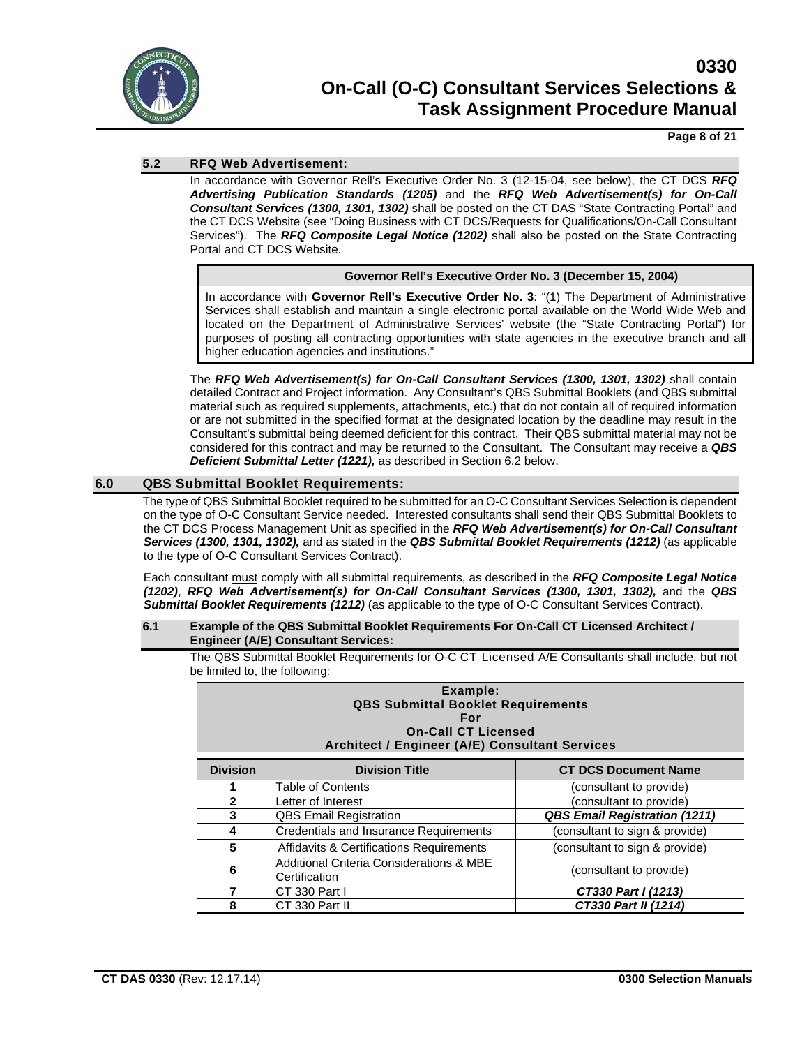### 5.2 RFQ Web Advertisement:

In accordance with Governor Rell's Executive Order No. 3 (12-15-04, see below), the CT DCS ***RFQ Advertising Publication Standards (1205)*** and the ***RFQ Web Advertisement(s) for On-Call Consultant Services (1300, 1301, 1302)*** shall be posted on the CT DAS "State Contracting Portal" and the CT DCS Website (see "Doing Business with CT DCS/Requests for Qualifications/On-Call Consultant Services"). The ***RFQ Composite Legal Notice (1202)*** shall also be posted on the State Contracting Portal and CT DCS Website.

> **Governor Rell's Executive Order No. 3 (December 15, 2004)**
>
> In accordance with **Governor Rell's Executive Order No. 3**: "(1) The Department of Administrative Services shall establish and maintain a single electronic portal available on the World Wide Web and located on the Department of Administrative Services' website (the "State Contracting Portal") for purposes of posting all contracting opportunities with state agencies in the executive branch and all higher education agencies and institutions."

The ***RFQ Web Advertisement(s) for On-Call Consultant Services (1300, 1301, 1302)*** shall contain detailed Contract and Project information. Any Consultant's QBS Submittal Booklets (and QBS submittal material such as required supplements, attachments, etc.) that do not contain all of required information or are not submitted in the specified format at the designated location by the deadline may result in the Consultant's submittal being deemed deficient for this contract. Their QBS submittal material may not be considered for this contract and may be returned to the Consultant. The Consultant may receive a ***QBS Deficient Submittal Letter (1221),*** as described in Section 6.2 below.

## 6.0 QBS Submittal Booklet Requirements:

The type of QBS Submittal Booklet required to be submitted for an O-C Consultant Services Selection is dependent on the type of O-C Consultant Service needed. Interested consultants shall send their QBS Submittal Booklets to the CT DCS Process Management Unit as specified in the ***RFQ Web Advertisement(s) for On-Call Consultant Services (1300, 1301, 1302),*** and as stated in the ***QBS Submittal Booklet Requirements (1212)*** (as applicable to the type of O-C Consultant Services Contract).

Each consultant must comply with all submittal requirements, as described in the ***RFQ Composite Legal Notice (1202)***, ***RFQ Web Advertisement(s) for On-Call Consultant Services (1300, 1301, 1302),*** and the ***QBS Submittal Booklet Requirements (1212)*** (as applicable to the type of O-C Consultant Services Contract).

### 6.1 Example of the QBS Submittal Booklet Requirements For On-Call CT Licensed Architect / Engineer (A/E) Consultant Services:

The QBS Submittal Booklet Requirements for O-C CT Licensed A/E Consultants shall include, but not be limited to, the following:

**Example:**
**QBS Submittal Booklet Requirements**
**For**
**On-Call CT Licensed**
**Architect / Engineer (A/E) Consultant Services**

| Division | Division Title | CT DCS Document Name |
|---|---|---|
| **1** | Table of Contents | (consultant to provide) |
| **2** | Letter of Interest | (consultant to provide) |
| **3** | QBS Email Registration | ***QBS Email Registration (1211)*** |
| **4** | Credentials and Insurance Requirements | (consultant to sign & provide) |
| **5** | Affidavits & Certifications Requirements | (consultant to sign & provide) |
| **6** | Additional Criteria Considerations & MBE Certification | (consultant to provide) |
| **7** | CT 330 Part I | ***CT330 Part I (1213)*** |
| **8** | CT 330 Part II | ***CT330 Part II (1214)*** |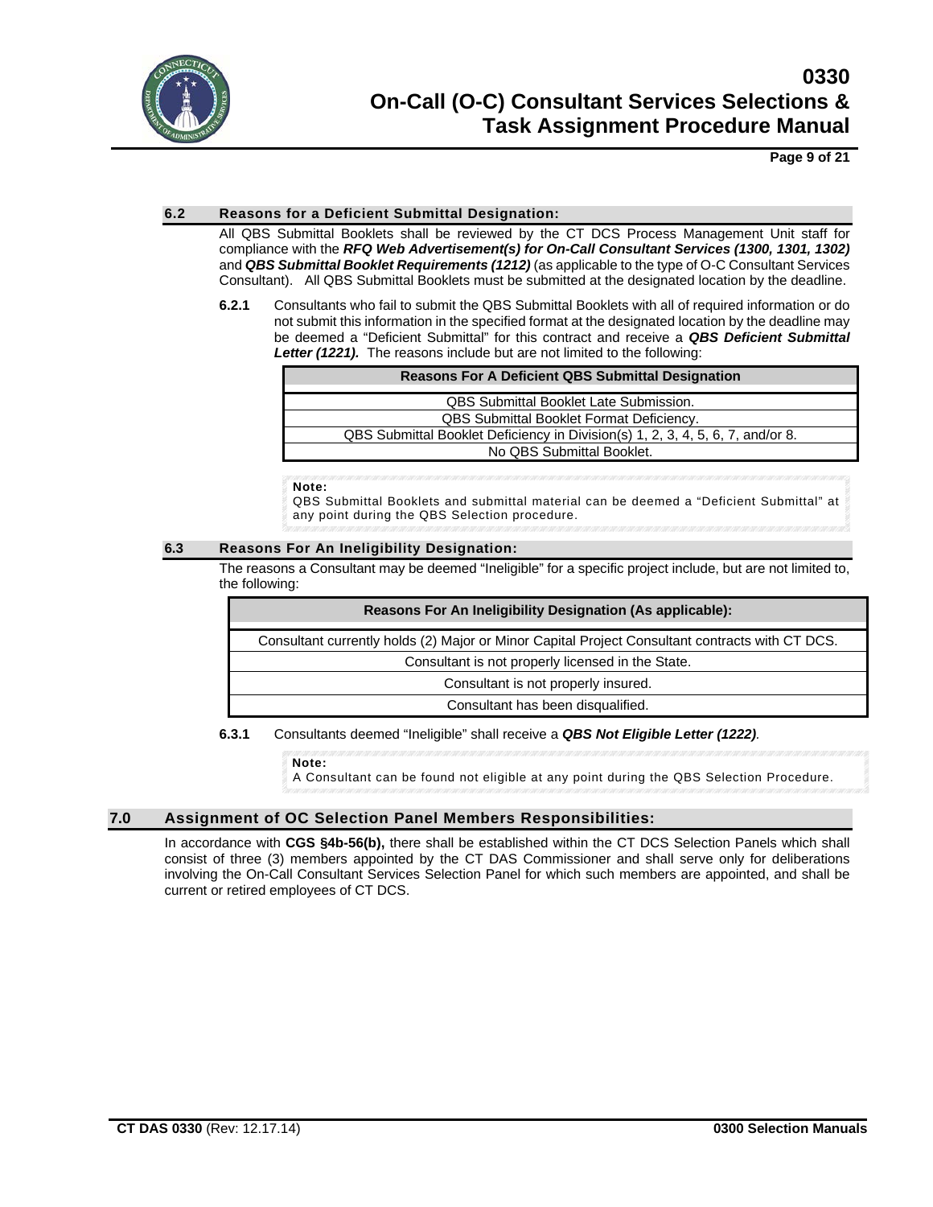## 6.2 Reasons for a Deficient Submittal Designation:

All QBS Submittal Booklets shall be reviewed by the CT DCS Process Management Unit staff for compliance with the ***RFQ Web Advertisement(s) for On-Call Consultant Services (1300, 1301, 1302)*** and ***QBS Submittal Booklet Requirements (1212)*** (as applicable to the type of O-C Consultant Services Consultant). All QBS Submittal Booklets must be submitted at the designated location by the deadline.

**6.2.1** Consultants who fail to submit the QBS Submittal Booklets with all of required information or do not submit this information in the specified format at the designated location by the deadline may be deemed a "Deficient Submittal" for this contract and receive a ***QBS Deficient Submittal Letter (1221).*** The reasons include but are not limited to the following:

| Reasons For A Deficient QBS Submittal Designation |
|---|
| QBS Submittal Booklet Late Submission. |
| QBS Submittal Booklet Format Deficiency. |
| QBS Submittal Booklet Deficiency in Division(s) 1, 2, 3, 4, 5, 6, 7, and/or 8. |
| No QBS Submittal Booklet. |

> **Note:**
> QBS Submittal Booklets and submittal material can be deemed a "Deficient Submittal" at any point during the QBS Selection procedure.

## 6.3 Reasons For An Ineligibility Designation:

The reasons a Consultant may be deemed "Ineligible" for a specific project include, but are not limited to, the following:

| Reasons For An Ineligibility Designation (As applicable): |
|---|
| Consultant currently holds (2) Major or Minor Capital Project Consultant contracts with CT DCS. |
| Consultant is not properly licensed in the State. |
| Consultant is not properly insured. |
| Consultant has been disqualified. |

**6.3.1** Consultants deemed "Ineligible" shall receive a ***QBS Not Eligible Letter (1222)***.

> **Note:**
> A Consultant can be found not eligible at any point during the QBS Selection Procedure.

# 7.0 Assignment of OC Selection Panel Members Responsibilities:

In accordance with **CGS §4b-56(b),** there shall be established within the CT DCS Selection Panels which shall consist of three (3) members appointed by the CT DAS Commissioner and shall serve only for deliberations involving the On-Call Consultant Services Selection Panel for which such members are appointed, and shall be current or retired employees of CT DCS.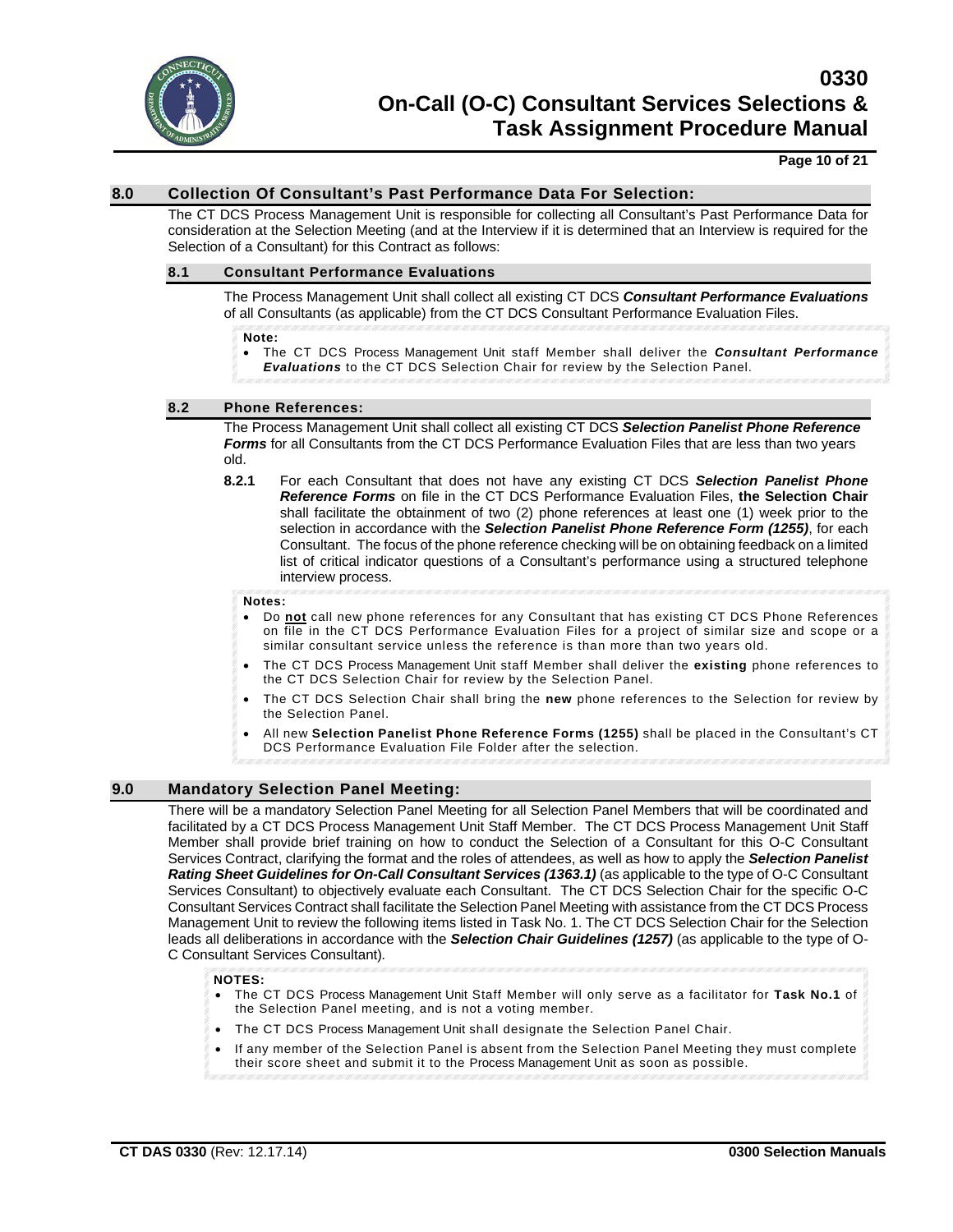## 8.0 Collection Of Consultant's Past Performance Data For Selection:

The CT DCS Process Management Unit is responsible for collecting all Consultant's Past Performance Data for consideration at the Selection Meeting (and at the Interview if it is determined that an Interview is required for the Selection of a Consultant) for this Contract as follows:

### 8.1 Consultant Performance Evaluations

The Process Management Unit shall collect all existing CT DCS ***Consultant Performance Evaluations*** of all Consultants (as applicable) from the CT DCS Consultant Performance Evaluation Files.

> **Note:**
> - The CT DCS Process Management Unit staff Member shall deliver the ***Consultant Performance Evaluations*** to the CT DCS Selection Chair for review by the Selection Panel.

### 8.2 Phone References:

The Process Management Unit shall collect all existing CT DCS ***Selection Panelist Phone Reference Forms*** for all Consultants from the CT DCS Performance Evaluation Files that are less than two years old.

**8.2.1** For each Consultant that does not have any existing CT DCS ***Selection Panelist Phone Reference Forms*** on file in the CT DCS Performance Evaluation Files, **the Selection Chair** shall facilitate the obtainment of two (2) phone references at least one (1) week prior to the selection in accordance with the ***Selection Panelist Phone Reference Form (1255)***, for each Consultant. The focus of the phone reference checking will be on obtaining feedback on a limited list of critical indicator questions of a Consultant's performance using a structured telephone interview process.

> **Notes:**
> - Do **<u>not</u>** call new phone references for any Consultant that has existing CT DCS Phone References on file in the CT DCS Performance Evaluation Files for a project of similar size and scope or a similar consultant service unless the reference is than more than two years old.
> - The CT DCS Process Management Unit staff Member shall deliver the **existing** phone references to the CT DCS Selection Chair for review by the Selection Panel.
> - The CT DCS Selection Chair shall bring the **new** phone references to the Selection for review by the Selection Panel.
> - All new **Selection Panelist Phone Reference Forms (1255)** shall be placed in the Consultant's CT DCS Performance Evaluation File Folder after the selection.

## 9.0 Mandatory Selection Panel Meeting:

There will be a mandatory Selection Panel Meeting for all Selection Panel Members that will be coordinated and facilitated by a CT DCS Process Management Unit Staff Member. The CT DCS Process Management Unit Staff Member shall provide brief training on how to conduct the Selection of a Consultant for this O-C Consultant Services Contract, clarifying the format and the roles of attendees, as well as how to apply the ***Selection Panelist Rating Sheet Guidelines for On-Call Consultant Services (1363.1)*** (as applicable to the type of O-C Consultant Services Consultant) to objectively evaluate each Consultant. The CT DCS Selection Chair for the specific O-C Consultant Services Contract shall facilitate the Selection Panel Meeting with assistance from the CT DCS Process Management Unit to review the following items listed in Task No. 1. The CT DCS Selection Chair for the Selection leads all deliberations in accordance with the ***Selection Chair Guidelines (1257)*** (as applicable to the type of O-C Consultant Services Consultant).

> **NOTES:**
> - The CT DCS Process Management Unit Staff Member will only serve as a facilitator for **Task No.1** of the Selection Panel meeting, and is not a voting member.
> - The CT DCS Process Management Unit shall designate the Selection Panel Chair.
> - If any member of the Selection Panel is absent from the Selection Panel Meeting they must complete their score sheet and submit it to the Process Management Unit as soon as possible.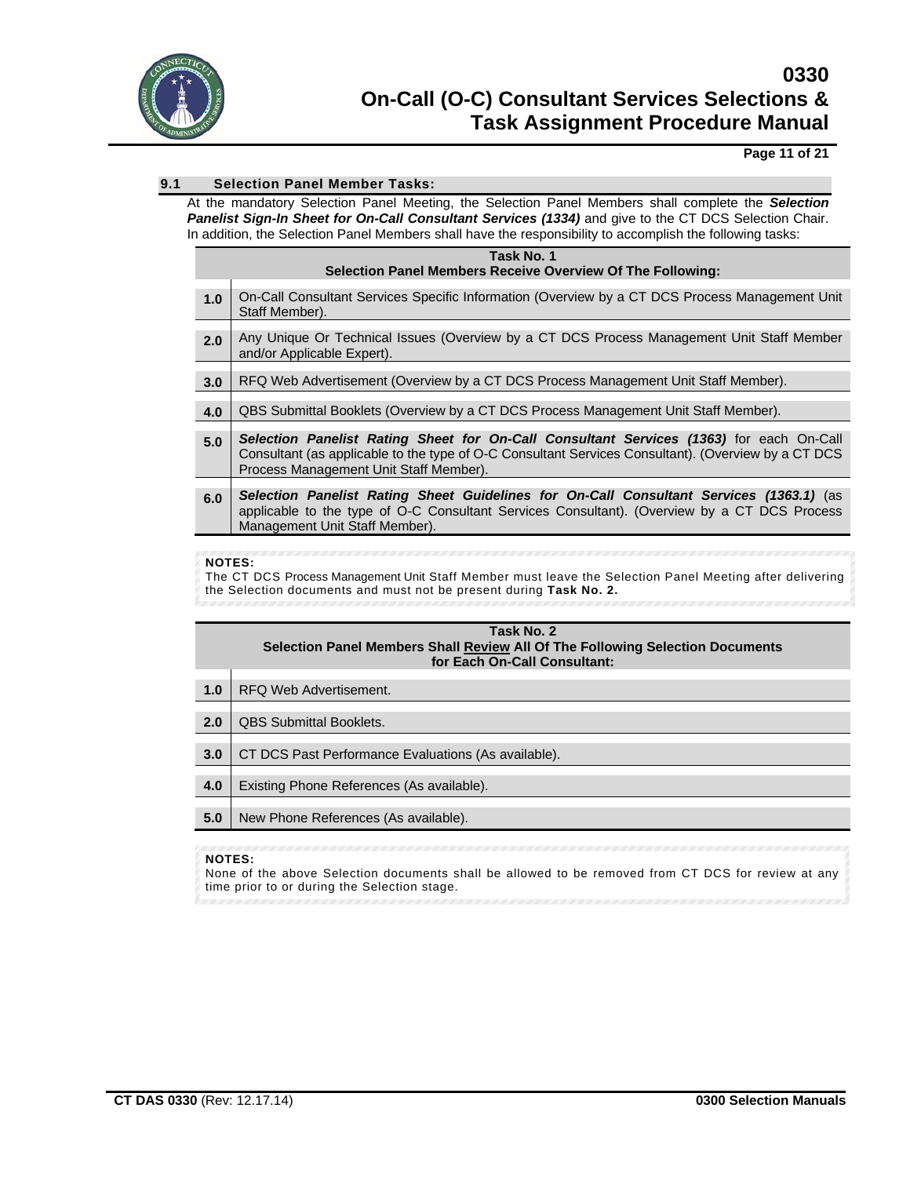### 9.1 Selection Panel Member Tasks:

At the mandatory Selection Panel Meeting, the Selection Panel Members shall complete the ***Selection Panelist Sign-In Sheet for On-Call Consultant Services (1334)*** and give to the CT DCS Selection Chair. In addition, the Selection Panel Members shall have the responsibility to accomplish the following tasks:

| Task No. 1<br>Selection Panel Members Receive Overview Of The Following: | |
|---|---|
| **1.0** | On-Call Consultant Services Specific Information (Overview by a CT DCS Process Management Unit Staff Member). |
| **2.0** | Any Unique Or Technical Issues (Overview by a CT DCS Process Management Unit Staff Member and/or Applicable Expert). |
| **3.0** | RFQ Web Advertisement (Overview by a CT DCS Process Management Unit Staff Member). |
| **4.0** | QBS Submittal Booklets (Overview by a CT DCS Process Management Unit Staff Member). |
| **5.0** | ***Selection Panelist Rating Sheet for On-Call Consultant Services (1363)*** for each On-Call Consultant (as applicable to the type of O-C Consultant Services Consultant). (Overview by a CT DCS Process Management Unit Staff Member). |
| **6.0** | ***Selection Panelist Rating Sheet Guidelines for On-Call Consultant Services (1363.1)*** (as applicable to the type of O-C Consultant Services Consultant). (Overview by a CT DCS Process Management Unit Staff Member). |

**NOTES:**
The CT DCS Process Management Unit Staff Member must leave the Selection Panel Meeting after delivering the Selection documents and must not be present during **Task No. 2.**

| Task No. 2<br>Selection Panel Members Shall <u>Review</u> All Of The Following Selection Documents for Each On-Call Consultant: | |
|---|---|
| **1.0** | RFQ Web Advertisement. |
| **2.0** | QBS Submittal Booklets. |
| **3.0** | CT DCS Past Performance Evaluations (As available). |
| **4.0** | Existing Phone References (As available). |
| **5.0** | New Phone References (As available). |

**NOTES:**
None of the above Selection documents shall be allowed to be removed from CT DCS for review at any time prior to or during the Selection stage.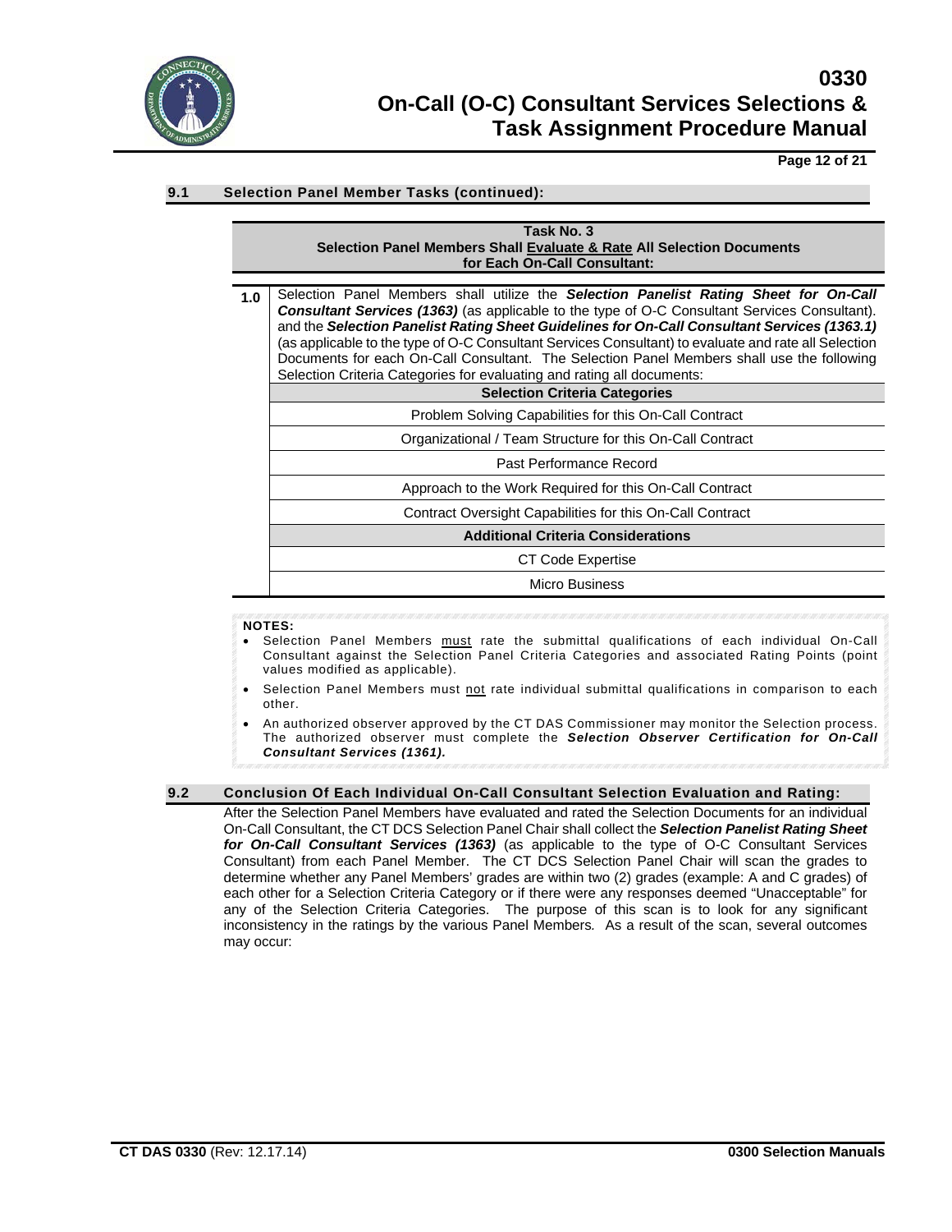## 9.1 Selection Panel Member Tasks (continued):

**Task No. 3**
**Selection Panel Members Shall Evaluate & Rate All Selection Documents for Each On-Call Consultant:**

**1.0** Selection Panel Members shall utilize the ***Selection Panelist Rating Sheet for On-Call Consultant Services (1363)*** (as applicable to the type of O-C Consultant Services Consultant). and the ***Selection Panelist Rating Sheet Guidelines for On-Call Consultant Services (1363.1)*** (as applicable to the type of O-C Consultant Services Consultant) to evaluate and rate all Selection Documents for each On-Call Consultant. The Selection Panel Members shall use the following Selection Criteria Categories for evaluating and rating all documents:

| Selection Criteria Categories |
|---|
| Problem Solving Capabilities for this On-Call Contract |
| Organizational / Team Structure for this On-Call Contract |
| Past Performance Record |
| Approach to the Work Required for this On-Call Contract |
| Contract Oversight Capabilities for this On-Call Contract |
| **Additional Criteria Considerations** |
| CT Code Expertise |
| Micro Business |

**NOTES:**

- Selection Panel Members must rate the submittal qualifications of each individual On-Call Consultant against the Selection Panel Criteria Categories and associated Rating Points (point values modified as applicable).
- Selection Panel Members must not rate individual submittal qualifications in comparison to each other.
- An authorized observer approved by the CT DAS Commissioner may monitor the Selection process. The authorized observer must complete the ***Selection Observer Certification for On-Call Consultant Services (1361).***

## 9.2 Conclusion Of Each Individual On-Call Consultant Selection Evaluation and Rating:

After the Selection Panel Members have evaluated and rated the Selection Documents for an individual On-Call Consultant, the CT DCS Selection Panel Chair shall collect the ***Selection Panelist Rating Sheet for On-Call Consultant Services (1363)*** (as applicable to the type of O-C Consultant Services Consultant) from each Panel Member. The CT DCS Selection Panel Chair will scan the grades to determine whether any Panel Members' grades are within two (2) grades (example: A and C grades) of each other for a Selection Criteria Category or if there were any responses deemed "Unacceptable" for any of the Selection Criteria Categories. The purpose of this scan is to look for any significant inconsistency in the ratings by the various Panel Members. As a result of the scan, several outcomes may occur: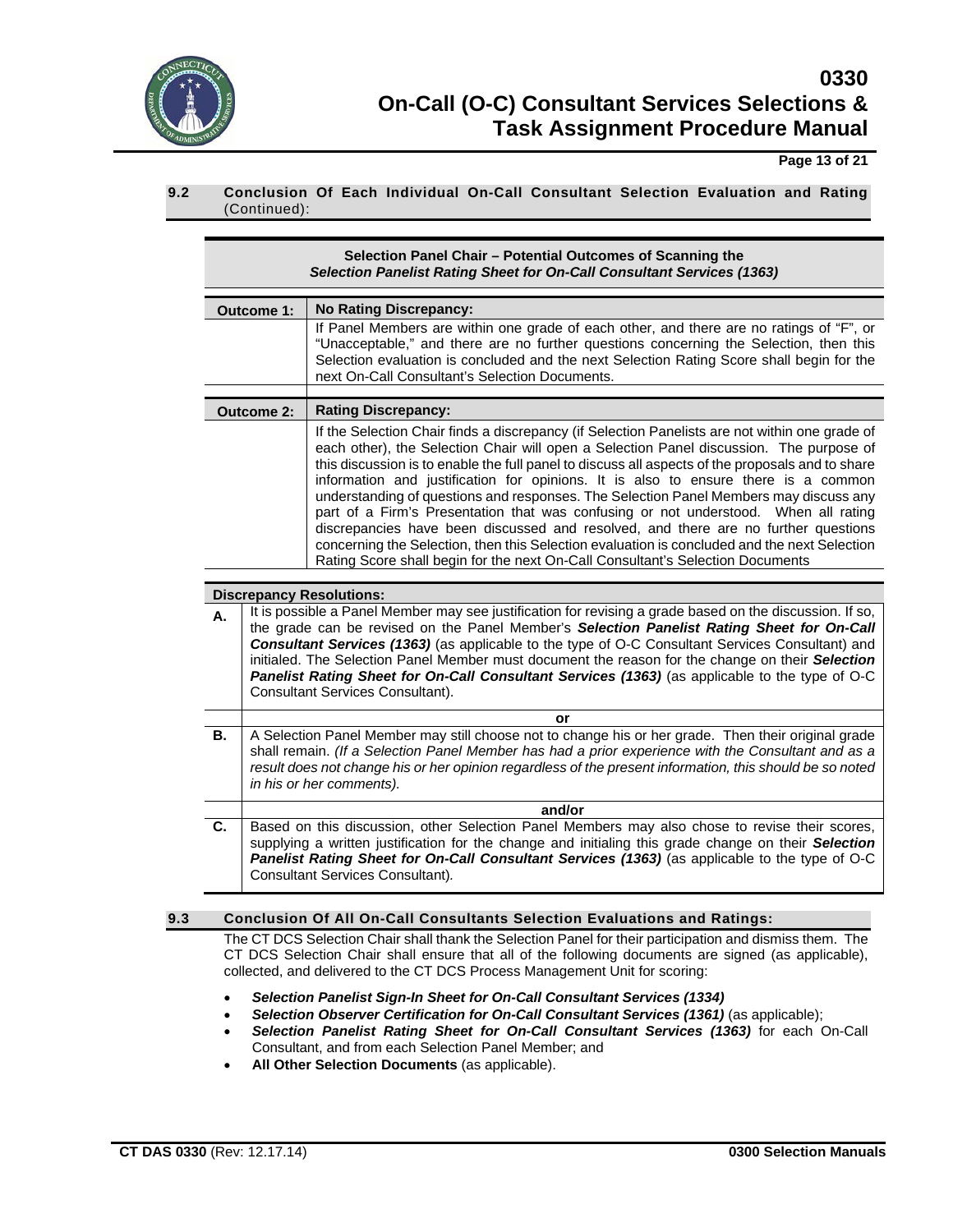## 9.2 Conclusion Of Each Individual On-Call Consultant Selection Evaluation and Rating (Continued):

| **Selection Panel Chair – Potential Outcomes of Scanning the *Selection Panelist Rating Sheet for On-Call Consultant Services (1363)*** | |
|---|---|
| **Outcome 1:** | **No Rating Discrepancy:** |
| | If Panel Members are within one grade of each other, and there are no ratings of "F", or "Unacceptable," and there are no further questions concerning the Selection, then this Selection evaluation is concluded and the next Selection Rating Score shall begin for the next On-Call Consultant's Selection Documents. |
| **Outcome 2:** | **Rating Discrepancy:** |
| | If the Selection Chair finds a discrepancy (if Selection Panelists are not within one grade of each other), the Selection Chair will open a Selection Panel discussion. The purpose of this discussion is to enable the full panel to discuss all aspects of the proposals and to share information and justification for opinions. It is also to ensure there is a common understanding of questions and responses. The Selection Panel Members may discuss any part of a Firm's Presentation that was confusing or not understood. When all rating discrepancies have been discussed and resolved, and there are no further questions concerning the Selection, then this Selection evaluation is concluded and the next Selection Rating Score shall begin for the next On-Call Consultant's Selection Documents |

| **Discrepancy Resolutions:** | |
|---|---|
| **A.** | It is possible a Panel Member may see justification for revising a grade based on the discussion. If so, the grade can be revised on the Panel Member's ***Selection Panelist Rating Sheet for On-Call Consultant Services (1363)*** (as applicable to the type of O-C Consultant Services Consultant) and initialed. The Selection Panel Member must document the reason for the change on their ***Selection Panelist Rating Sheet for On-Call Consultant Services (1363)*** (as applicable to the type of O-C Consultant Services Consultant). |
| | **or** |
| **B.** | A Selection Panel Member may still choose not to change his or her grade. Then their original grade shall remain. *(If a Selection Panel Member has had a prior experience with the Consultant and as a result does not change his or her opinion regardless of the present information, this should be so noted in his or her comments).* |
| | **and/or** |
| **C.** | Based on this discussion, other Selection Panel Members may also chose to revise their scores, supplying a written justification for the change and initialing this grade change on their ***Selection Panelist Rating Sheet for On-Call Consultant Services (1363)*** (as applicable to the type of O-C Consultant Services Consultant). |

## 9.3 Conclusion Of All On-Call Consultants Selection Evaluations and Ratings:

The CT DCS Selection Chair shall thank the Selection Panel for their participation and dismiss them. The CT DCS Selection Chair shall ensure that all of the following documents are signed (as applicable), collected, and delivered to the CT DCS Process Management Unit for scoring:

- ***Selection Panelist Sign-In Sheet for On-Call Consultant Services (1334)***
- ***Selection Observer Certification for On-Call Consultant Services (1361)*** (as applicable);
- ***Selection Panelist Rating Sheet for On-Call Consultant Services (1363)*** for each On-Call Consultant, and from each Selection Panel Member; and
- **All Other Selection Documents** (as applicable).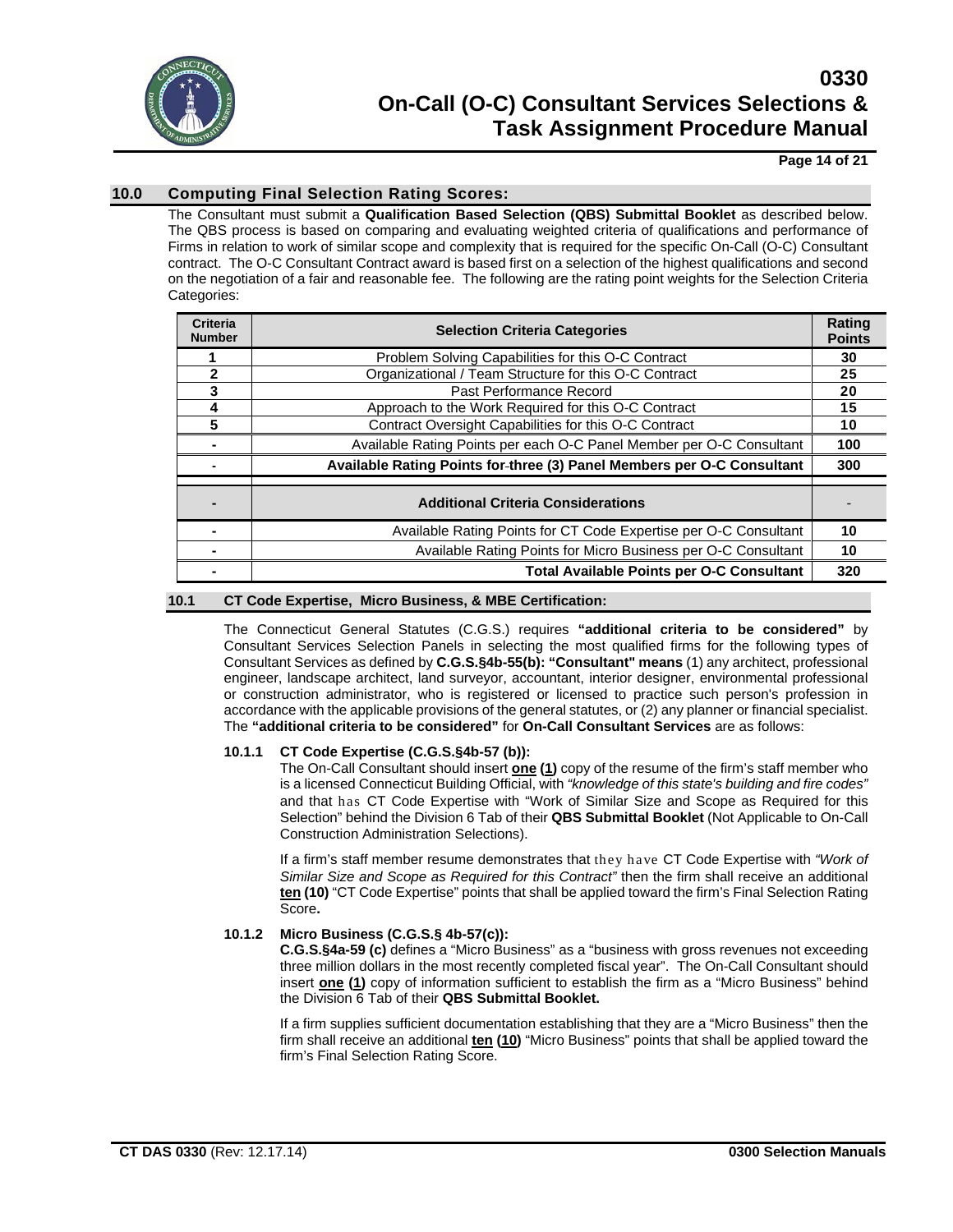## 10.0 Computing Final Selection Rating Scores:

The Consultant must submit a **Qualification Based Selection (QBS) Submittal Booklet** as described below. The QBS process is based on comparing and evaluating weighted criteria of qualifications and performance of Firms in relation to work of similar scope and complexity that is required for the specific On-Call (O-C) Consultant contract. The O-C Consultant Contract award is based first on a selection of the highest qualifications and second on the negotiation of a fair and reasonable fee. The following are the rating point weights for the Selection Criteria Categories:

| Criteria Number | Selection Criteria Categories | Rating Points |
|---|---|---|
| 1 | Problem Solving Capabilities for this O-C Contract | 30 |
| 2 | Organizational / Team Structure for this O-C Contract | 25 |
| 3 | Past Performance Record | 20 |
| 4 | Approach to the Work Required for this O-C Contract | 15 |
| 5 | Contract Oversight Capabilities for this O-C Contract | 10 |
| - | Available Rating Points per each O-C Panel Member per O-C Consultant | 100 |
| - | **Available Rating Points for three (3) Panel Members per O-C Consultant** | **300** |
| - | **Additional Criteria Considerations** | - |
| - | Available Rating Points for CT Code Expertise per O-C Consultant | 10 |
| - | Available Rating Points for Micro Business per O-C Consultant | 10 |
| - | **Total Available Points per O-C Consultant** | **320** |

### 10.1 CT Code Expertise, Micro Business, & MBE Certification:

The Connecticut General Statutes (C.G.S.) requires **"additional criteria to be considered"** by Consultant Services Selection Panels in selecting the most qualified firms for the following types of Consultant Services as defined by **C.G.S.§4b-55(b): "Consultant" means** (1) any architect, professional engineer, landscape architect, land surveyor, accountant, interior designer, environmental professional or construction administrator, who is registered or licensed to practice such person's profession in accordance with the applicable provisions of the general statutes, or (2) any planner or financial specialist. The **"additional criteria to be considered"** for **On-Call Consultant Services** are as follows:

#### 10.1.1 CT Code Expertise (C.G.S.§4b-57 (b)):

The On-Call Consultant should insert **one (1)** copy of the resume of the firm's staff member who is a licensed Connecticut Building Official, with *"knowledge of this state's building and fire codes"* and that has CT Code Expertise with "Work of Similar Size and Scope as Required for this Selection" behind the Division 6 Tab of their **QBS Submittal Booklet** (Not Applicable to On-Call Construction Administration Selections).

If a firm's staff member resume demonstrates that they have CT Code Expertise with *"Work of Similar Size and Scope as Required for this Contract"* then the firm shall receive an additional **ten (10)** "CT Code Expertise" points that shall be applied toward the firm's Final Selection Rating Score**.**

#### 10.1.2 Micro Business (C.G.S.§ 4b-57(c)):

**C.G.S.§4a-59 (c)** defines a "Micro Business" as a "business with gross revenues not exceeding three million dollars in the most recently completed fiscal year". The On-Call Consultant should insert **one (1)** copy of information sufficient to establish the firm as a "Micro Business" behind the Division 6 Tab of their **QBS Submittal Booklet.**

If a firm supplies sufficient documentation establishing that they are a "Micro Business" then the firm shall receive an additional **ten (10)** "Micro Business" points that shall be applied toward the firm's Final Selection Rating Score.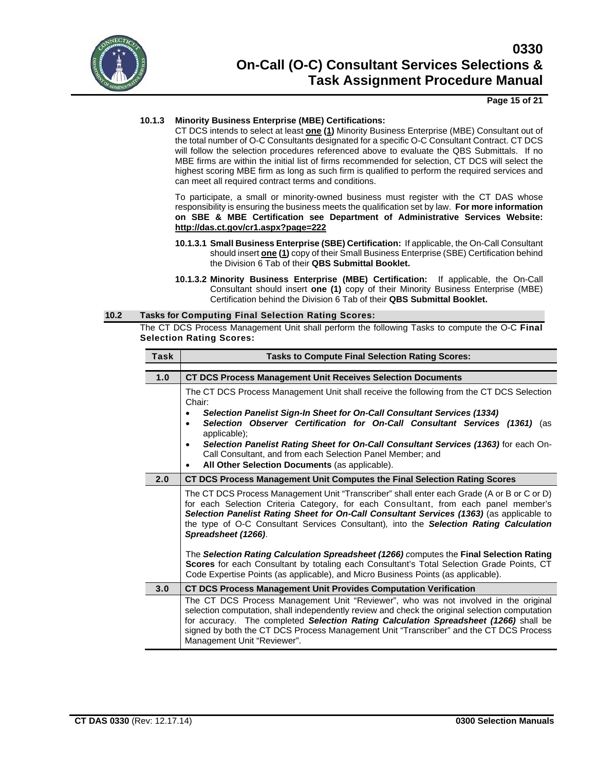### 10.1.3 Minority Business Enterprise (MBE) Certifications:

CT DCS intends to select at least **one (1)** Minority Business Enterprise (MBE) Consultant out of the total number of O-C Consultants designated for a specific O-C Consultant Contract. CT DCS will follow the selection procedures referenced above to evaluate the QBS Submittals. If no MBE firms are within the initial list of firms recommended for selection, CT DCS will select the highest scoring MBE firm as long as such firm is qualified to perform the required services and can meet all required contract terms and conditions.

To participate, a small or minority-owned business must register with the CT DAS whose responsibility is ensuring the business meets the qualification set by law. **For more information on SBE & MBE Certification see Department of Administrative Services Website: http://das.ct.gov/cr1.aspx?page=222**

**10.1.3.1 Small Business Enterprise (SBE) Certification:** If applicable, the On-Call Consultant should insert **one (1)** copy of their Small Business Enterprise (SBE) Certification behind the Division 6 Tab of their **QBS Submittal Booklet.**

**10.1.3.2 Minority Business Enterprise (MBE) Certification:** If applicable, the On-Call Consultant should insert **one (1)** copy of their Minority Business Enterprise (MBE) Certification behind the Division 6 Tab of their **QBS Submittal Booklet.**

## 10.2 Tasks for Computing Final Selection Rating Scores:

The CT DCS Process Management Unit shall perform the following Tasks to compute the O-C **Final Selection Rating Scores:**

| Task | Tasks to Compute Final Selection Rating Scores: |
|---|---|
| **1.0** | **CT DCS Process Management Unit Receives Selection Documents** |
| | The CT DCS Process Management Unit shall receive the following from the CT DCS Selection Chair:<br>• ***Selection Panelist Sign-In Sheet for On-Call Consultant Services (1334)***<br>• ***Selection Observer Certification for On-Call Consultant Services (1361)*** (as applicable);<br>• ***Selection Panelist Rating Sheet for On-Call Consultant Services (1363)*** for each On-Call Consultant, and from each Selection Panel Member; and<br>• **All Other Selection Documents** (as applicable). |
| **2.0** | **CT DCS Process Management Unit Computes the Final Selection Rating Scores** |
| | The CT DCS Process Management Unit "Transcriber" shall enter each Grade (A or B or C or D) for each Selection Criteria Category, for each Consultant, from each panel member's ***Selection Panelist Rating Sheet for On-Call Consultant Services (1363)*** (as applicable to the type of O-C Consultant Services Consultant), into the ***Selection Rating Calculation Spreadsheet (1266)***.<br><br>The ***Selection Rating Calculation Spreadsheet (1266)*** computes the **Final Selection Rating Scores** for each Consultant by totaling each Consultant's Total Selection Grade Points, CT Code Expertise Points (as applicable), and Micro Business Points (as applicable). |
| **3.0** | **CT DCS Process Management Unit Provides Computation Verification** |
| | The CT DCS Process Management Unit "Reviewer", who was not involved in the original selection computation, shall independently review and check the original selection computation for accuracy. The completed ***Selection Rating Calculation Spreadsheet (1266)*** shall be signed by both the CT DCS Process Management Unit "Transcriber" and the CT DCS Process Management Unit "Reviewer". |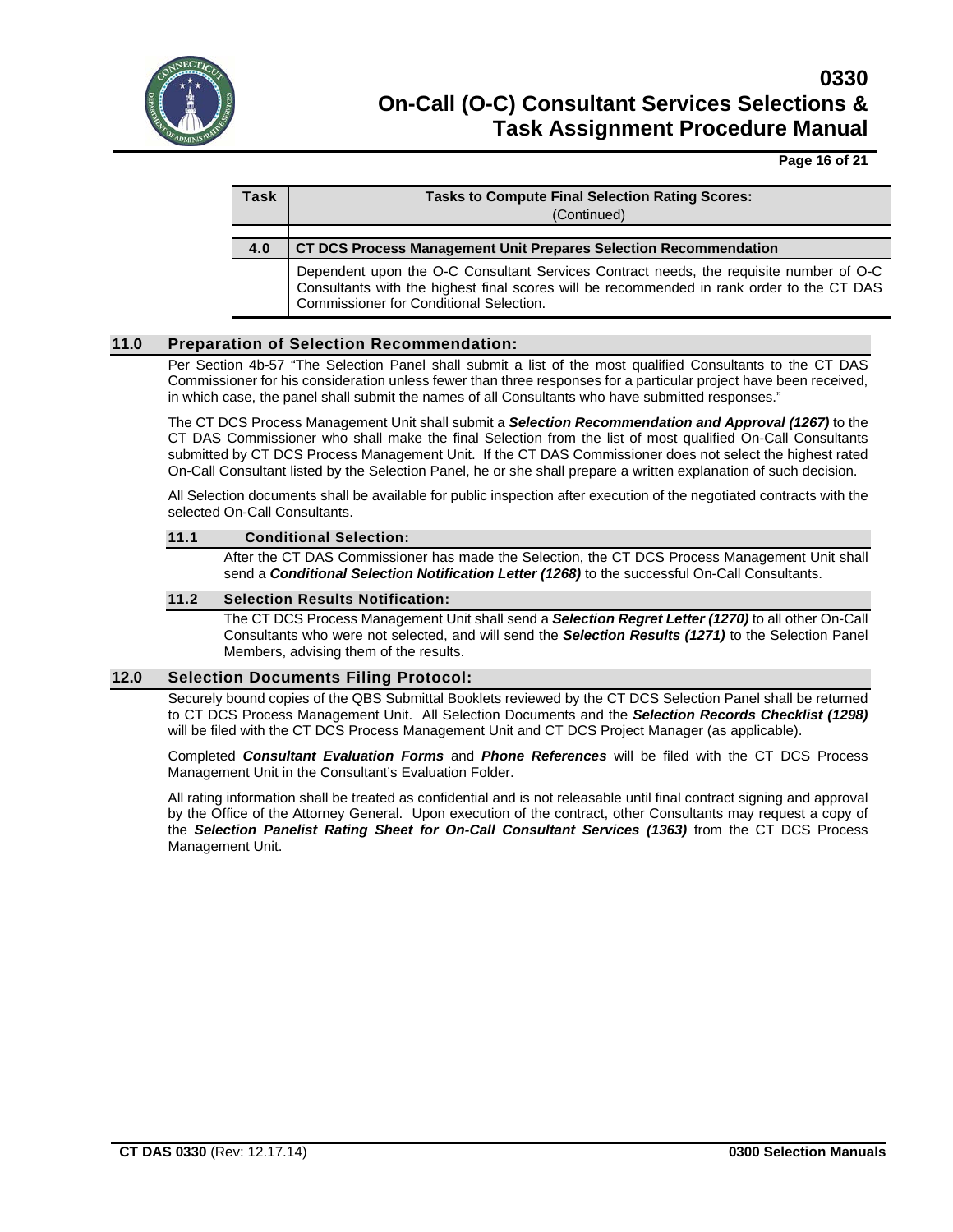| Task | Tasks to Compute Final Selection Rating Scores: (Continued) |
|---|---|
| **4.0** | **CT DCS Process Management Unit Prepares Selection Recommendation** |
| | Dependent upon the O-C Consultant Services Contract needs, the requisite number of O-C Consultants with the highest final scores will be recommended in rank order to the CT DAS Commissioner for Conditional Selection. |

## 11.0 Preparation of Selection Recommendation:

Per Section 4b-57 "The Selection Panel shall submit a list of the most qualified Consultants to the CT DAS Commissioner for his consideration unless fewer than three responses for a particular project have been received, in which case, the panel shall submit the names of all Consultants who have submitted responses."

The CT DCS Process Management Unit shall submit a ***Selection Recommendation and Approval (1267)*** to the CT DAS Commissioner who shall make the final Selection from the list of most qualified On-Call Consultants submitted by CT DCS Process Management Unit. If the CT DAS Commissioner does not select the highest rated On-Call Consultant listed by the Selection Panel, he or she shall prepare a written explanation of such decision.

All Selection documents shall be available for public inspection after execution of the negotiated contracts with the selected On-Call Consultants.

### 11.1 Conditional Selection:

After the CT DAS Commissioner has made the Selection, the CT DCS Process Management Unit shall send a ***Conditional Selection Notification Letter (1268)*** to the successful On-Call Consultants.

### 11.2 Selection Results Notification:

The CT DCS Process Management Unit shall send a ***Selection Regret Letter (1270)*** to all other On-Call Consultants who were not selected, and will send the ***Selection Results (1271)*** to the Selection Panel Members, advising them of the results.

## 12.0 Selection Documents Filing Protocol:

Securely bound copies of the QBS Submittal Booklets reviewed by the CT DCS Selection Panel shall be returned to CT DCS Process Management Unit. All Selection Documents and the ***Selection Records Checklist (1298)*** will be filed with the CT DCS Process Management Unit and CT DCS Project Manager (as applicable).

Completed ***Consultant Evaluation Forms*** and ***Phone References*** will be filed with the CT DCS Process Management Unit in the Consultant's Evaluation Folder.

All rating information shall be treated as confidential and is not releasable until final contract signing and approval by the Office of the Attorney General. Upon execution of the contract, other Consultants may request a copy of the ***Selection Panelist Rating Sheet for On-Call Consultant Services (1363)*** from the CT DCS Process Management Unit.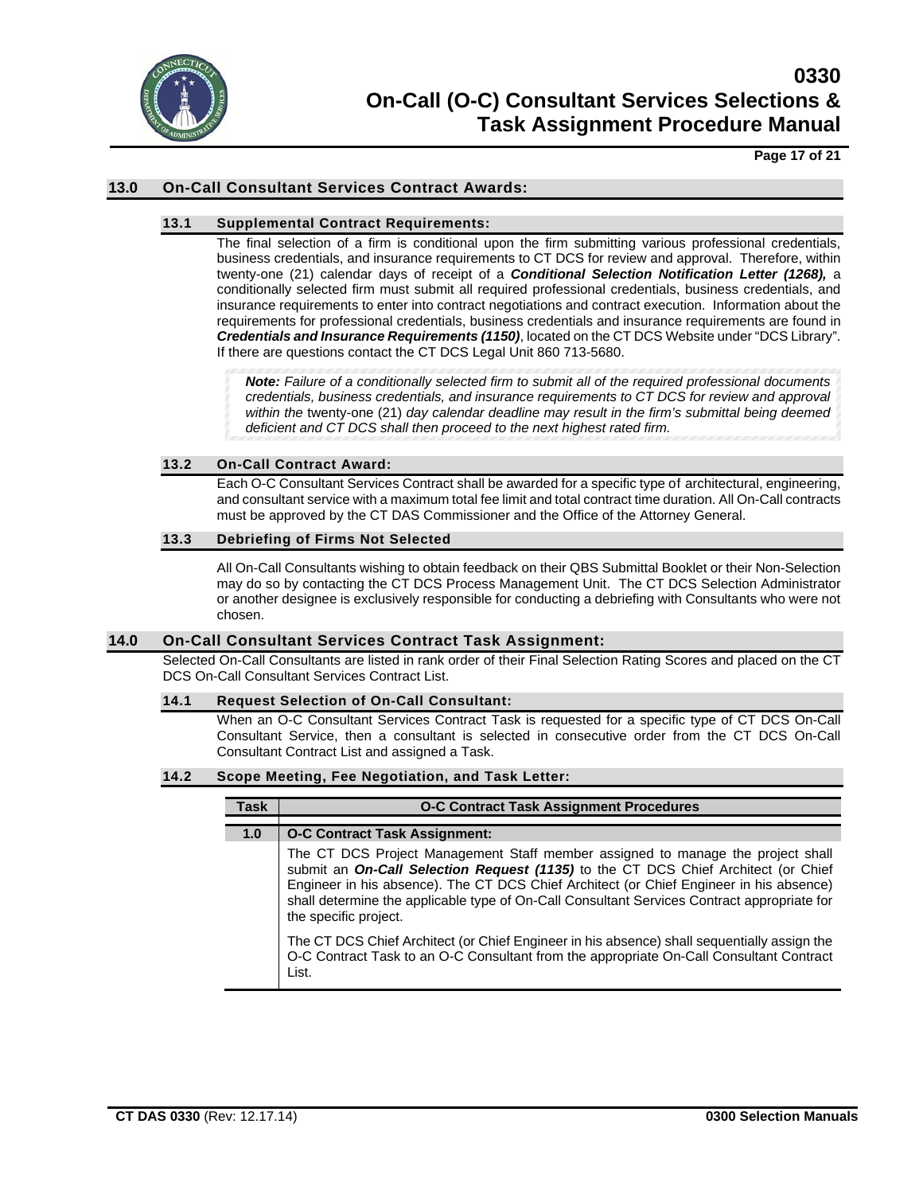## 13.0 On-Call Consultant Services Contract Awards:

### 13.1 Supplemental Contract Requirements:

The final selection of a firm is conditional upon the firm submitting various professional credentials, business credentials, and insurance requirements to CT DCS for review and approval. Therefore, within twenty-one (21) calendar days of receipt of a ***Conditional Selection Notification Letter (1268),*** a conditionally selected firm must submit all required professional credentials, business credentials, and insurance requirements to enter into contract negotiations and contract execution. Information about the requirements for professional credentials, business credentials and insurance requirements are found in ***Credentials and Insurance Requirements (1150)***, located on the CT DCS Website under "DCS Library". If there are questions contact the CT DCS Legal Unit 860 713-5680.

> ***Note:*** *Failure of a conditionally selected firm to submit all of the required professional documents credentials, business credentials, and insurance requirements to CT DCS for review and approval within the* twenty-one (21) *day calendar deadline may result in the firm's submittal being deemed deficient and CT DCS shall then proceed to the next highest rated firm.*

### 13.2 On-Call Contract Award:

Each O-C Consultant Services Contract shall be awarded for a specific type of architectural, engineering, and consultant service with a maximum total fee limit and total contract time duration. All On-Call contracts must be approved by the CT DAS Commissioner and the Office of the Attorney General.

### 13.3 Debriefing of Firms Not Selected

All On-Call Consultants wishing to obtain feedback on their QBS Submittal Booklet or their Non-Selection may do so by contacting the CT DCS Process Management Unit. The CT DCS Selection Administrator or another designee is exclusively responsible for conducting a debriefing with Consultants who were not chosen.

## 14.0 On-Call Consultant Services Contract Task Assignment:

Selected On-Call Consultants are listed in rank order of their Final Selection Rating Scores and placed on the CT DCS On-Call Consultant Services Contract List.

### 14.1 Request Selection of On-Call Consultant:

When an O-C Consultant Services Contract Task is requested for a specific type of CT DCS On-Call Consultant Service, then a consultant is selected in consecutive order from the CT DCS On-Call Consultant Contract List and assigned a Task.

### 14.2 Scope Meeting, Fee Negotiation, and Task Letter:

| Task | O-C Contract Task Assignment Procedures |
|---|---|
| **1.0** | **O-C Contract Task Assignment:** |
| | The CT DCS Project Management Staff member assigned to manage the project shall submit an ***On-Call Selection Request (1135)*** to the CT DCS Chief Architect (or Chief Engineer in his absence). The CT DCS Chief Architect (or Chief Engineer in his absence) shall determine the applicable type of On-Call Consultant Services Contract appropriate for the specific project.<br><br>The CT DCS Chief Architect (or Chief Engineer in his absence) shall sequentially assign the O-C Contract Task to an O-C Consultant from the appropriate On-Call Consultant Contract List. |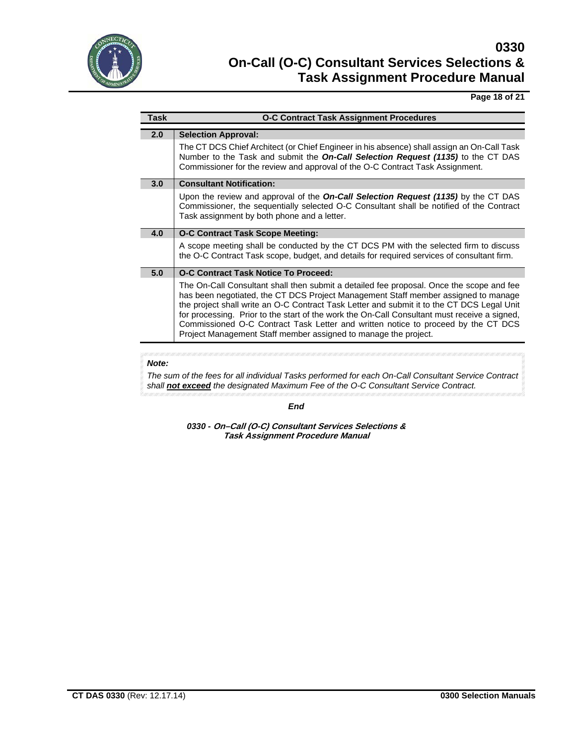| Task | O-C Contract Task Assignment Procedures |
| --- | --- |
| **2.0** | **Selection Approval:** |
| | The CT DCS Chief Architect (or Chief Engineer in his absence) shall assign an On-Call Task Number to the Task and submit the ***On-Call Selection Request (1135)*** to the CT DAS Commissioner for the review and approval of the O-C Contract Task Assignment. |
| **3.0** | **Consultant Notification:** |
| | Upon the review and approval of the ***On-Call Selection Request (1135)*** by the CT DAS Commissioner, the sequentially selected O-C Consultant shall be notified of the Contract Task assignment by both phone and a letter. |
| **4.0** | **O-C Contract Task Scope Meeting:** |
| | A scope meeting shall be conducted by the CT DCS PM with the selected firm to discuss the O-C Contract Task scope, budget, and details for required services of consultant firm. |
| **5.0** | **O-C Contract Task Notice To Proceed:** |
| | The On-Call Consultant shall then submit a detailed fee proposal. Once the scope and fee has been negotiated, the CT DCS Project Management Staff member assigned to manage the project shall write an O-C Contract Task Letter and submit it to the CT DCS Legal Unit for processing. Prior to the start of the work the On-Call Consultant must receive a signed, Commissioned O-C Contract Task Letter and written notice to proceed by the CT DCS Project Management Staff member assigned to manage the project. |

***Note:***

*The sum of the fees for all individual Tasks performed for each On-Call Consultant Service Contract shall **not exceed** the designated Maximum Fee of the O-C Consultant Service Contract.*

***End***

***0330 - On–Call (O-C) Consultant Services Selections & Task Assignment Procedure Manual***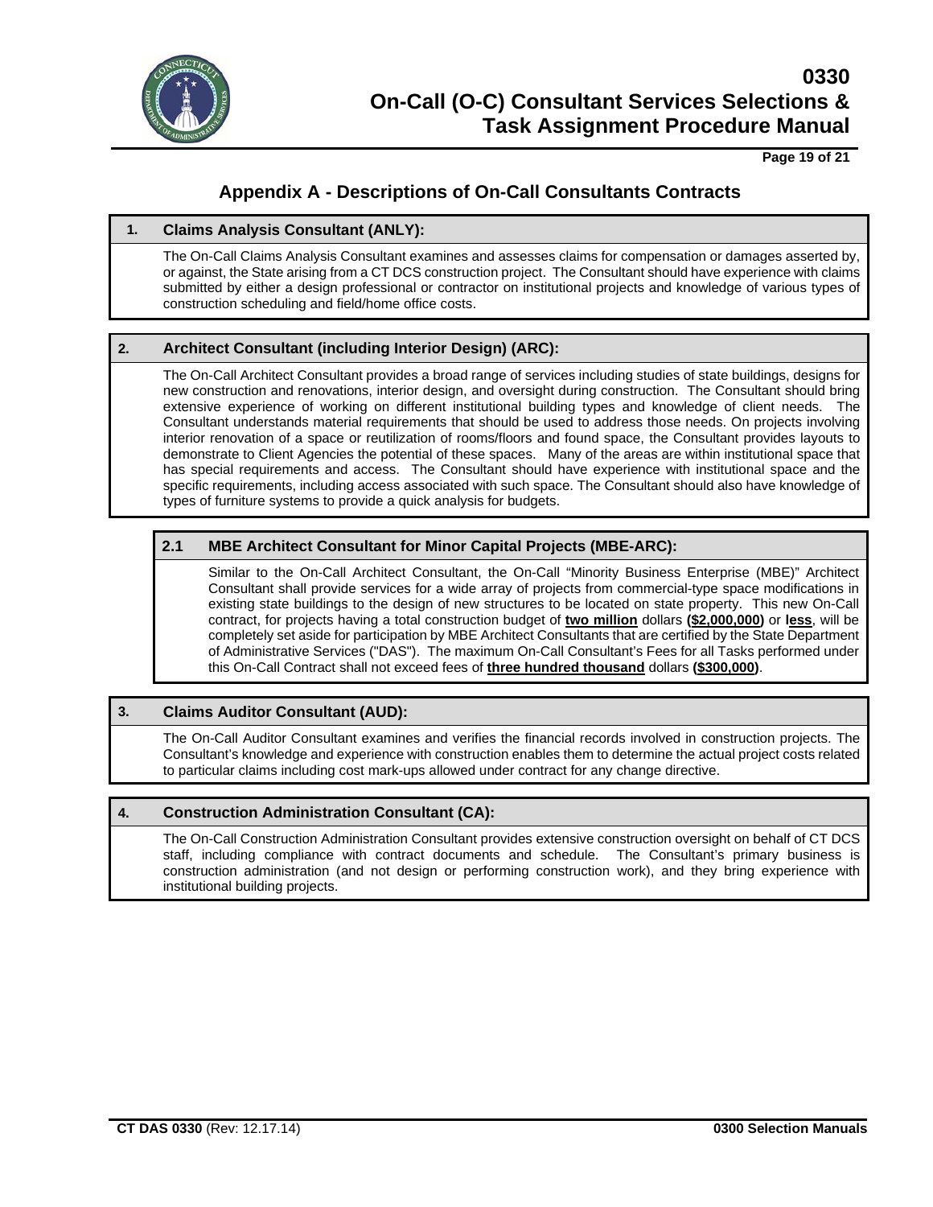## Appendix A - Descriptions of On-Call Consultants Contracts

### 1. Claims Analysis Consultant (ANLY):

The On-Call Claims Analysis Consultant examines and assesses claims for compensation or damages asserted by, or against, the State arising from a CT DCS construction project. The Consultant should have experience with claims submitted by either a design professional or contractor on institutional projects and knowledge of various types of construction scheduling and field/home office costs.

### 2. Architect Consultant (including Interior Design) (ARC):

The On-Call Architect Consultant provides a broad range of services including studies of state buildings, designs for new construction and renovations, interior design, and oversight during construction. The Consultant should bring extensive experience of working on different institutional building types and knowledge of client needs. The Consultant understands material requirements that should be used to address those needs. On projects involving interior renovation of a space or reutilization of rooms/floors and found space, the Consultant provides layouts to demonstrate to Client Agencies the potential of these spaces. Many of the areas are within institutional space that has special requirements and access. The Consultant should have experience with institutional space and the specific requirements, including access associated with such space. The Consultant should also have knowledge of types of furniture systems to provide a quick analysis for budgets.

#### 2.1 MBE Architect Consultant for Minor Capital Projects (MBE-ARC):

Similar to the On-Call Architect Consultant, the On-Call "Minority Business Enterprise (MBE)" Architect Consultant shall provide services for a wide array of projects from commercial-type space modifications in existing state buildings to the design of new structures to be located on state property. This new On-Call contract, for projects having a total construction budget of **two million** dollars **($2,000,000)** or **less**, will be completely set aside for participation by MBE Architect Consultants that are certified by the State Department of Administrative Services ("DAS"). The maximum On-Call Consultant's Fees for all Tasks performed under this On-Call Contract shall not exceed fees of **three hundred thousand** dollars **($300,000)**.

### 3. Claims Auditor Consultant (AUD):

The On-Call Auditor Consultant examines and verifies the financial records involved in construction projects. The Consultant's knowledge and experience with construction enables them to determine the actual project costs related to particular claims including cost mark-ups allowed under contract for any change directive.

### 4. Construction Administration Consultant (CA):

The On-Call Construction Administration Consultant provides extensive construction oversight on behalf of CT DCS staff, including compliance with contract documents and schedule. The Consultant's primary business is construction administration (and not design or performing construction work), and they bring experience with institutional building projects.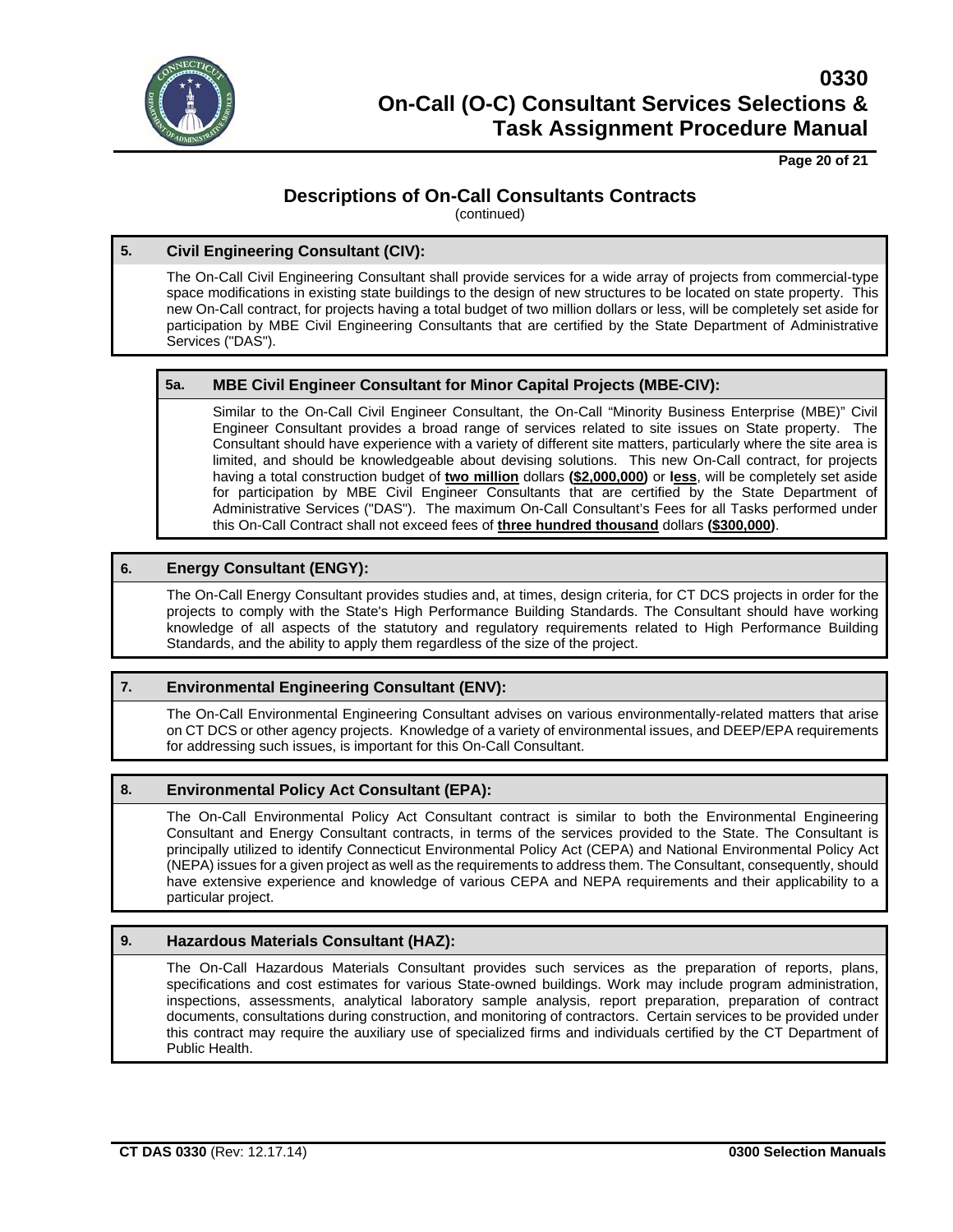## Descriptions of On-Call Consultants Contracts

(continued)

### 5. Civil Engineering Consultant (CIV):

The On-Call Civil Engineering Consultant shall provide services for a wide array of projects from commercial-type space modifications in existing state buildings to the design of new structures to be located on state property. This new On-Call contract, for projects having a total budget of two million dollars or less, will be completely set aside for participation by MBE Civil Engineering Consultants that are certified by the State Department of Administrative Services ("DAS").

#### 5a. MBE Civil Engineer Consultant for Minor Capital Projects (MBE-CIV):

Similar to the On-Call Civil Engineer Consultant, the On-Call "Minority Business Enterprise (MBE)" Civil Engineer Consultant provides a broad range of services related to site issues on State property. The Consultant should have experience with a variety of different site matters, particularly where the site area is limited, and should be knowledgeable about devising solutions. This new On-Call contract, for projects having a total construction budget of **two million** dollars **($2,000,000)** or **less**, will be completely set aside for participation by MBE Civil Engineer Consultants that are certified by the State Department of Administrative Services ("DAS"). The maximum On-Call Consultant's Fees for all Tasks performed under this On-Call Contract shall not exceed fees of **three hundred thousand** dollars **($300,000)**.

### 6. Energy Consultant (ENGY):

The On-Call Energy Consultant provides studies and, at times, design criteria, for CT DCS projects in order for the projects to comply with the State's High Performance Building Standards. The Consultant should have working knowledge of all aspects of the statutory and regulatory requirements related to High Performance Building Standards, and the ability to apply them regardless of the size of the project.

### 7. Environmental Engineering Consultant (ENV):

The On-Call Environmental Engineering Consultant advises on various environmentally-related matters that arise on CT DCS or other agency projects. Knowledge of a variety of environmental issues, and DEEP/EPA requirements for addressing such issues, is important for this On-Call Consultant.

### 8. Environmental Policy Act Consultant (EPA):

The On-Call Environmental Policy Act Consultant contract is similar to both the Environmental Engineering Consultant and Energy Consultant contracts, in terms of the services provided to the State. The Consultant is principally utilized to identify Connecticut Environmental Policy Act (CEPA) and National Environmental Policy Act (NEPA) issues for a given project as well as the requirements to address them. The Consultant, consequently, should have extensive experience and knowledge of various CEPA and NEPA requirements and their applicability to a particular project.

### 9. Hazardous Materials Consultant (HAZ):

The On-Call Hazardous Materials Consultant provides such services as the preparation of reports, plans, specifications and cost estimates for various State-owned buildings. Work may include program administration, inspections, assessments, analytical laboratory sample analysis, report preparation, preparation of contract documents, consultations during construction, and monitoring of contractors. Certain services to be provided under this contract may require the auxiliary use of specialized firms and individuals certified by the CT Department of Public Health.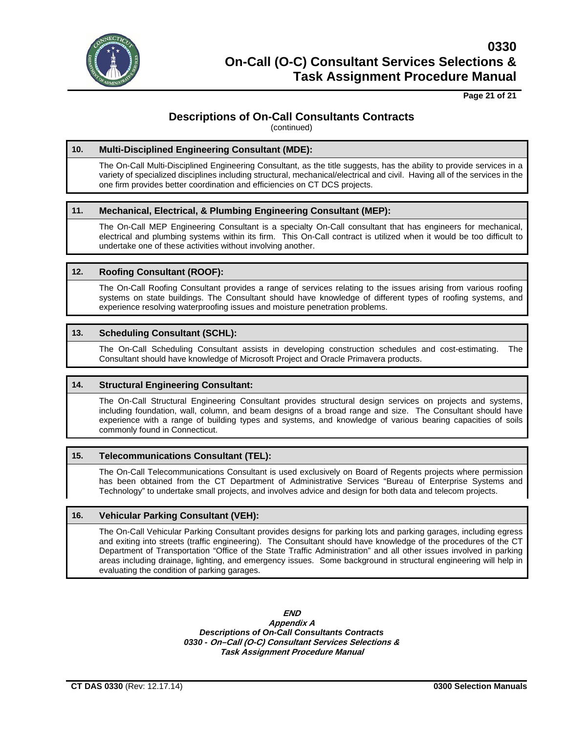## Descriptions of On-Call Consultants Contracts

(continued)

### 10. Multi-Disciplined Engineering Consultant (MDE):

The On-Call Multi-Disciplined Engineering Consultant, as the title suggests, has the ability to provide services in a variety of specialized disciplines including structural, mechanical/electrical and civil. Having all of the services in the one firm provides better coordination and efficiencies on CT DCS projects.

### 11. Mechanical, Electrical, & Plumbing Engineering Consultant (MEP):

The On-Call MEP Engineering Consultant is a specialty On-Call consultant that has engineers for mechanical, electrical and plumbing systems within its firm. This On-Call contract is utilized when it would be too difficult to undertake one of these activities without involving another.

### 12. Roofing Consultant (ROOF):

The On-Call Roofing Consultant provides a range of services relating to the issues arising from various roofing systems on state buildings. The Consultant should have knowledge of different types of roofing systems, and experience resolving waterproofing issues and moisture penetration problems.

### 13. Scheduling Consultant (SCHL):

The On-Call Scheduling Consultant assists in developing construction schedules and cost-estimating. The Consultant should have knowledge of Microsoft Project and Oracle Primavera products.

### 14. Structural Engineering Consultant:

The On-Call Structural Engineering Consultant provides structural design services on projects and systems, including foundation, wall, column, and beam designs of a broad range and size. The Consultant should have experience with a range of building types and systems, and knowledge of various bearing capacities of soils commonly found in Connecticut.

### 15. Telecommunications Consultant (TEL):

The On-Call Telecommunications Consultant is used exclusively on Board of Regents projects where permission has been obtained from the CT Department of Administrative Services "Bureau of Enterprise Systems and Technology" to undertake small projects, and involves advice and design for both data and telecom projects.

### 16. Vehicular Parking Consultant (VEH):

The On-Call Vehicular Parking Consultant provides designs for parking lots and parking garages, including egress and exiting into streets (traffic engineering). The Consultant should have knowledge of the procedures of the CT Department of Transportation "Office of the State Traffic Administration" and all other issues involved in parking areas including drainage, lighting, and emergency issues. Some background in structural engineering will help in evaluating the condition of parking garages.

***END***
***Appendix A***
***Descriptions of On-Call Consultants Contracts***
***0330 - On–Call (O-C) Consultant Services Selections &***
***Task Assignment Procedure Manual***